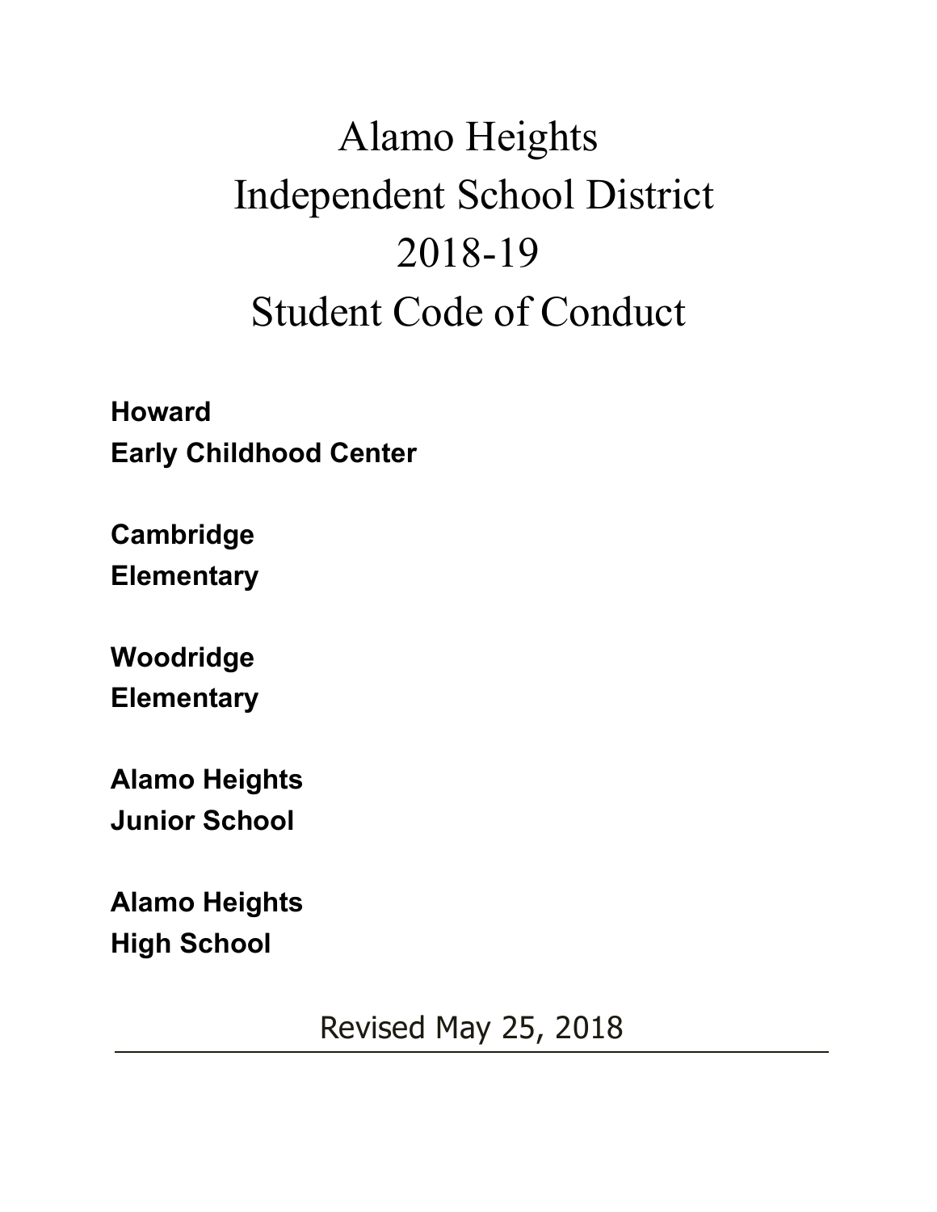# Alamo Heights Independent School District 2018-19 Student Code of Conduct

**Howard**
**Early Childhood Center**

**Cambridge**
**Elementary**

**Woodridge**
**Elementary**

**Alamo Heights**
**Junior School**

**Alamo Heights**
**High School**

Revised May 25, 2018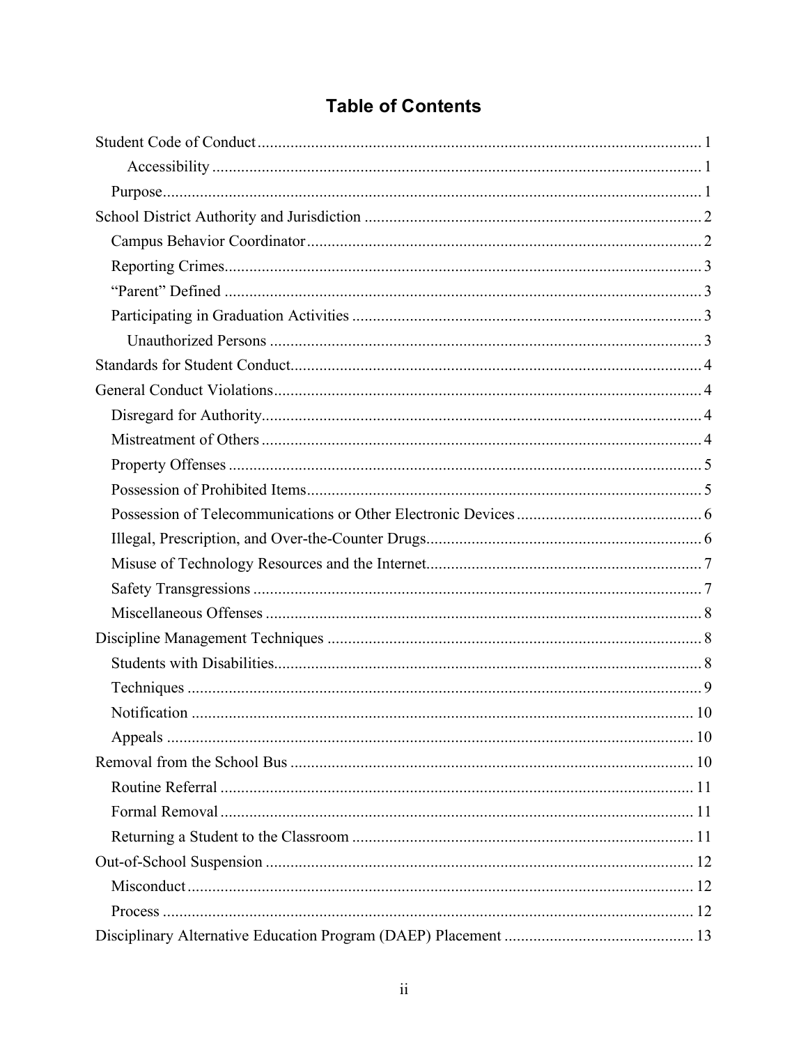## Table of Contents

- Student Code of Conduct ........ 1
    - Accessibility ........ 1
  - Purpose ........ 1
- School District Authority and Jurisdiction ........ 2
  - Campus Behavior Coordinator ........ 2
  - Reporting Crimes ........ 3
  - "Parent" Defined ........ 3
  - Participating in Graduation Activities ........ 3
    - Unauthorized Persons ........ 3
- Standards for Student Conduct ........ 4
- General Conduct Violations ........ 4
  - Disregard for Authority ........ 4
  - Mistreatment of Others ........ 4
  - Property Offenses ........ 5
  - Possession of Prohibited Items ........ 5
  - Possession of Telecommunications or Other Electronic Devices ........ 6
  - Illegal, Prescription, and Over-the-Counter Drugs ........ 6
  - Misuse of Technology Resources and the Internet ........ 7
  - Safety Transgressions ........ 7
  - Miscellaneous Offenses ........ 8
- Discipline Management Techniques ........ 8
  - Students with Disabilities ........ 8
  - Techniques ........ 9
  - Notification ........ 10
  - Appeals ........ 10
- Removal from the School Bus ........ 10
  - Routine Referral ........ 11
  - Formal Removal ........ 11
  - Returning a Student to the Classroom ........ 11
- Out-of-School Suspension ........ 12
  - Misconduct ........ 12
  - Process ........ 12
- Disciplinary Alternative Education Program (DAEP) Placement ........ 13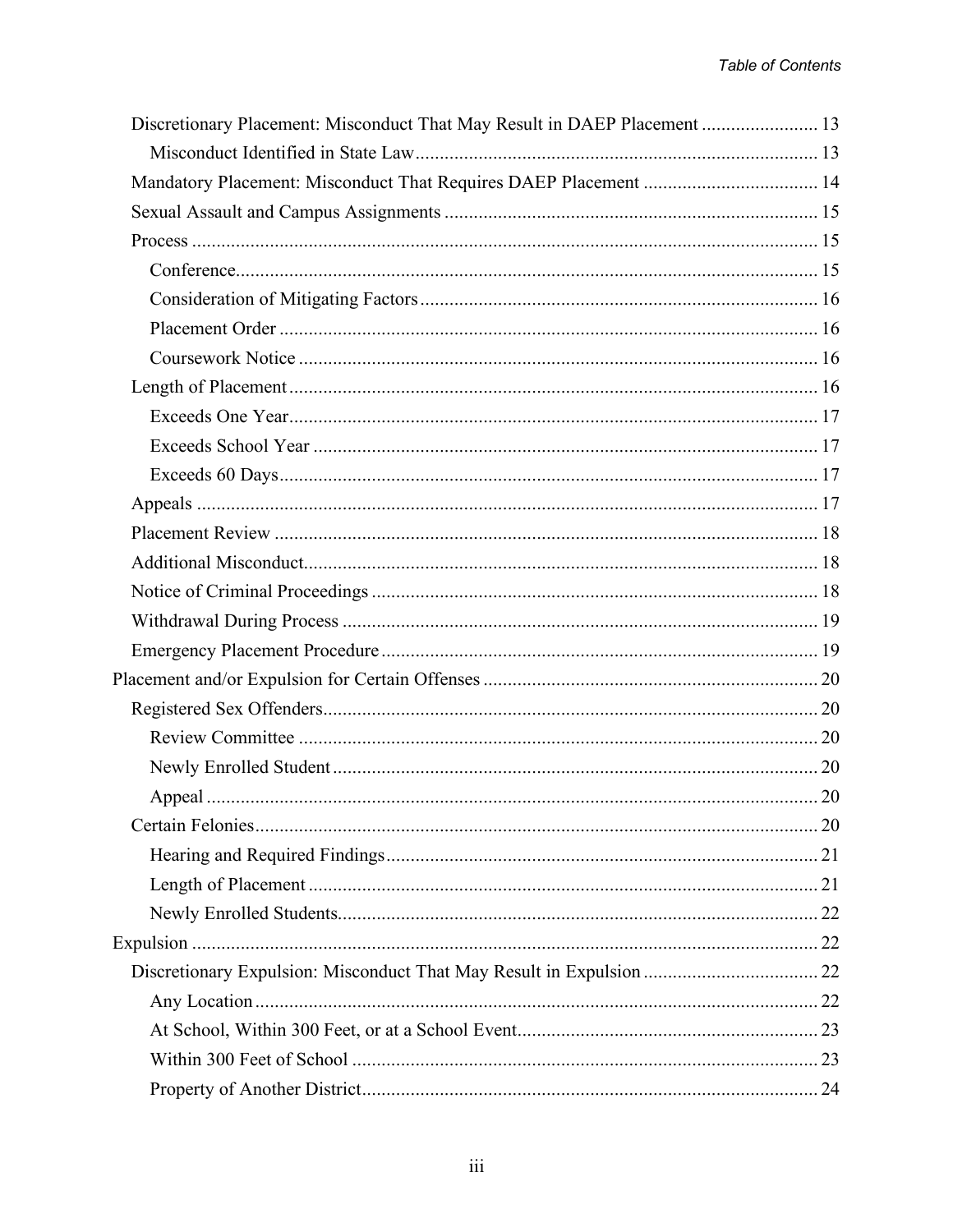- Discretionary Placement: Misconduct That May Result in DAEP Placement ........................ 13
  - Misconduct Identified in State Law .................................................................................. 13
- Mandatory Placement: Misconduct That Requires DAEP Placement .................................... 14
- Sexual Assault and Campus Assignments ............................................................................ 15
- Process ................................................................................................................................. 15
  - Conference ....................................................................................................................... 15
  - Consideration of Mitigating Factors ................................................................................ 16
  - Placement Order .............................................................................................................. 16
  - Coursework Notice .......................................................................................................... 16
- Length of Placement ............................................................................................................ 16
  - Exceeds One Year ............................................................................................................ 17
  - Exceeds School Year ....................................................................................................... 17
  - Exceeds 60 Days .............................................................................................................. 17
- Appeals ............................................................................................................................... 17
- Placement Review ............................................................................................................... 18
- Additional Misconduct ......................................................................................................... 18
- Notice of Criminal Proceedings ........................................................................................... 18
- Withdrawal During Process ................................................................................................. 19
- Emergency Placement Procedure ......................................................................................... 19

Placement and/or Expulsion for Certain Offenses .................................................................... 20

- Registered Sex Offenders ..................................................................................................... 20
  - Review Committee .......................................................................................................... 20
  - Newly Enrolled Student ................................................................................................... 20
  - Appeal ............................................................................................................................. 20
- Certain Felonies ................................................................................................................... 20
  - Hearing and Required Findings ........................................................................................ 21
  - Length of Placement ........................................................................................................ 21
  - Newly Enrolled Students .................................................................................................. 22

Expulsion ................................................................................................................................. 22

- Discretionary Expulsion: Misconduct That May Result in Expulsion .................................... 22
  - Any Location ................................................................................................................... 22
  - At School, Within 300 Feet, or at a School Event ............................................................. 23
  - Within 300 Feet of School ............................................................................................... 23
  - Property of Another District ............................................................................................. 24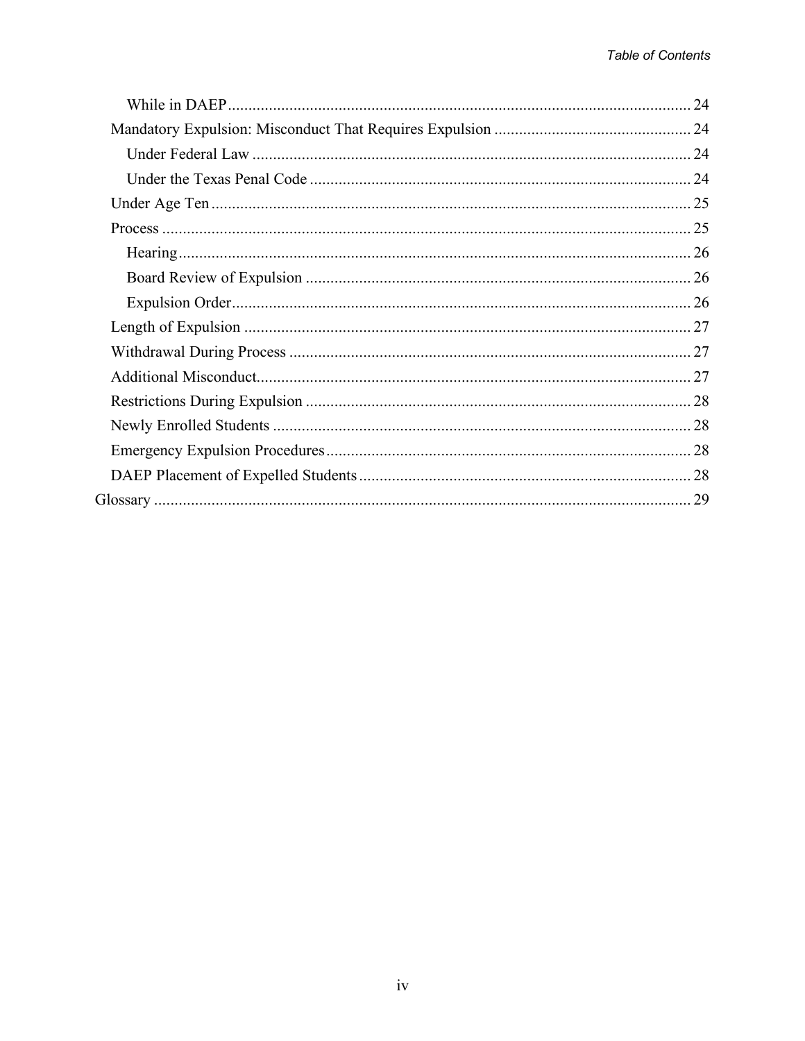- While in DAEP ... 24
- Mandatory Expulsion: Misconduct That Requires Expulsion ... 24
  - Under Federal Law ... 24
  - Under the Texas Penal Code ... 24
- Under Age Ten ... 25
- Process ... 25
  - Hearing ... 26
  - Board Review of Expulsion ... 26
  - Expulsion Order ... 26
- Length of Expulsion ... 27
- Withdrawal During Process ... 27
- Additional Misconduct ... 27
- Restrictions During Expulsion ... 28
- Newly Enrolled Students ... 28
- Emergency Expulsion Procedures ... 28
- DAEP Placement of Expelled Students ... 28

Glossary ... 29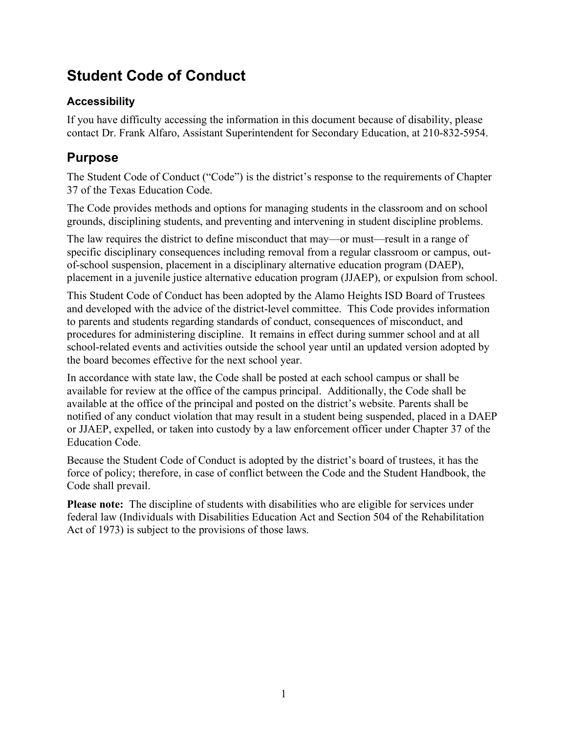# Student Code of Conduct

### Accessibility

If you have difficulty accessing the information in this document because of disability, please contact Dr. Frank Alfaro, Assistant Superintendent for Secondary Education, at 210-832-5954.

## Purpose

The Student Code of Conduct ("Code") is the district's response to the requirements of Chapter 37 of the Texas Education Code.

The Code provides methods and options for managing students in the classroom and on school grounds, disciplining students, and preventing and intervening in student discipline problems.

The law requires the district to define misconduct that may—or must—result in a range of specific disciplinary consequences including removal from a regular classroom or campus, out-of-school suspension, placement in a disciplinary alternative education program (DAEP), placement in a juvenile justice alternative education program (JJAEP), or expulsion from school.

This Student Code of Conduct has been adopted by the Alamo Heights ISD Board of Trustees and developed with the advice of the district-level committee. This Code provides information to parents and students regarding standards of conduct, consequences of misconduct, and procedures for administering discipline. It remains in effect during summer school and at all school-related events and activities outside the school year until an updated version adopted by the board becomes effective for the next school year.

In accordance with state law, the Code shall be posted at each school campus or shall be available for review at the office of the campus principal. Additionally, the Code shall be available at the office of the principal and posted on the district's website. Parents shall be notified of any conduct violation that may result in a student being suspended, placed in a DAEP or JJAEP, expelled, or taken into custody by a law enforcement officer under Chapter 37 of the Education Code.

Because the Student Code of Conduct is adopted by the district's board of trustees, it has the force of policy; therefore, in case of conflict between the Code and the Student Handbook, the Code shall prevail.

**Please note:** The discipline of students with disabilities who are eligible for services under federal law (Individuals with Disabilities Education Act and Section 504 of the Rehabilitation Act of 1973) is subject to the provisions of those laws.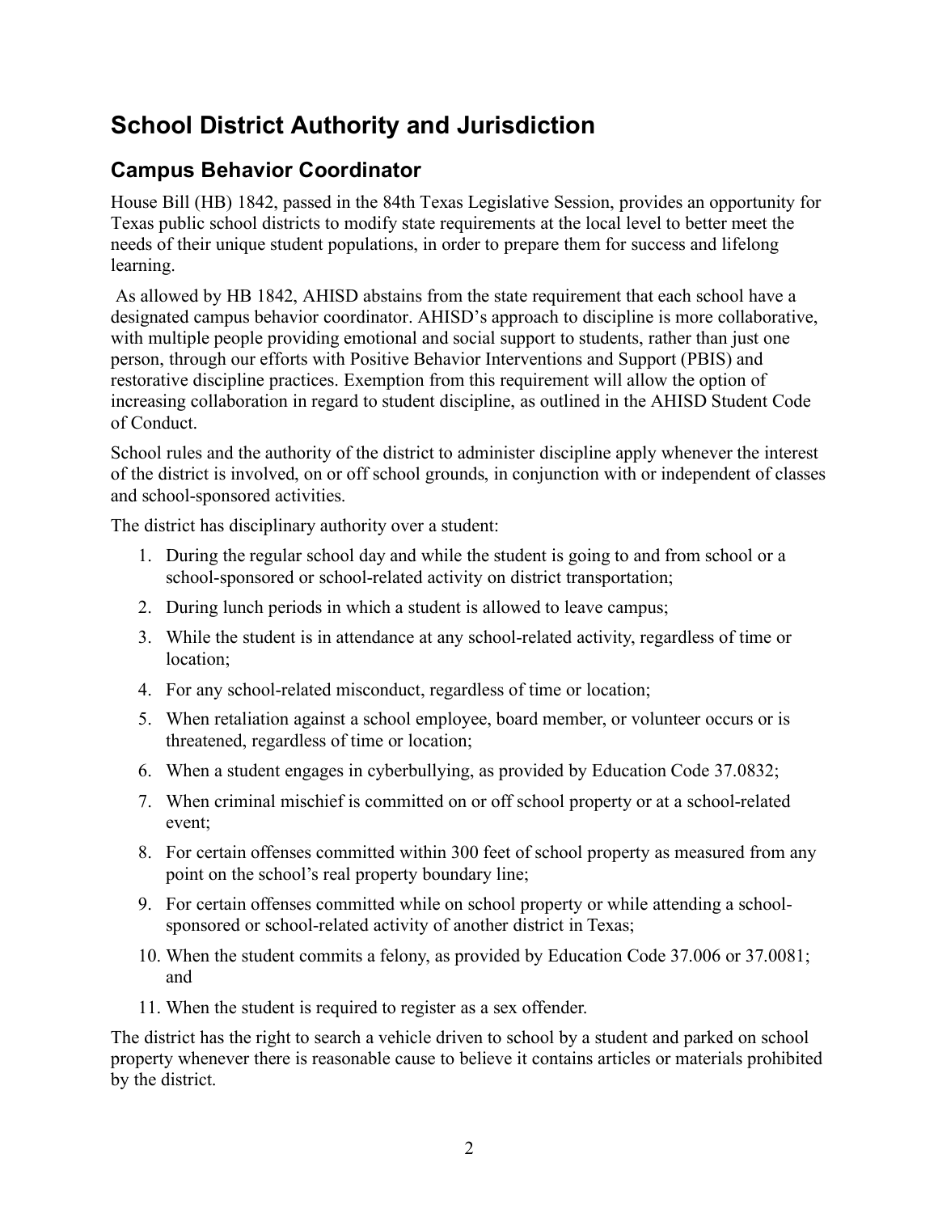# School District Authority and Jurisdiction

## Campus Behavior Coordinator

House Bill (HB) 1842, passed in the 84th Texas Legislative Session, provides an opportunity for Texas public school districts to modify state requirements at the local level to better meet the needs of their unique student populations, in order to prepare them for success and lifelong learning.

As allowed by HB 1842, AHISD abstains from the state requirement that each school have a designated campus behavior coordinator. AHISD's approach to discipline is more collaborative, with multiple people providing emotional and social support to students, rather than just one person, through our efforts with Positive Behavior Interventions and Support (PBIS) and restorative discipline practices. Exemption from this requirement will allow the option of increasing collaboration in regard to student discipline, as outlined in the AHISD Student Code of Conduct.

School rules and the authority of the district to administer discipline apply whenever the interest of the district is involved, on or off school grounds, in conjunction with or independent of classes and school-sponsored activities.

The district has disciplinary authority over a student:

1. During the regular school day and while the student is going to and from school or a school-sponsored or school-related activity on district transportation;
2. During lunch periods in which a student is allowed to leave campus;
3. While the student is in attendance at any school-related activity, regardless of time or location;
4. For any school-related misconduct, regardless of time or location;
5. When retaliation against a school employee, board member, or volunteer occurs or is threatened, regardless of time or location;
6. When a student engages in cyberbullying, as provided by Education Code 37.0832;
7. When criminal mischief is committed on or off school property or at a school-related event;
8. For certain offenses committed within 300 feet of school property as measured from any point on the school's real property boundary line;
9. For certain offenses committed while on school property or while attending a school-sponsored or school-related activity of another district in Texas;
10. When the student commits a felony, as provided by Education Code 37.006 or 37.0081; and
11. When the student is required to register as a sex offender.

The district has the right to search a vehicle driven to school by a student and parked on school property whenever there is reasonable cause to believe it contains articles or materials prohibited by the district.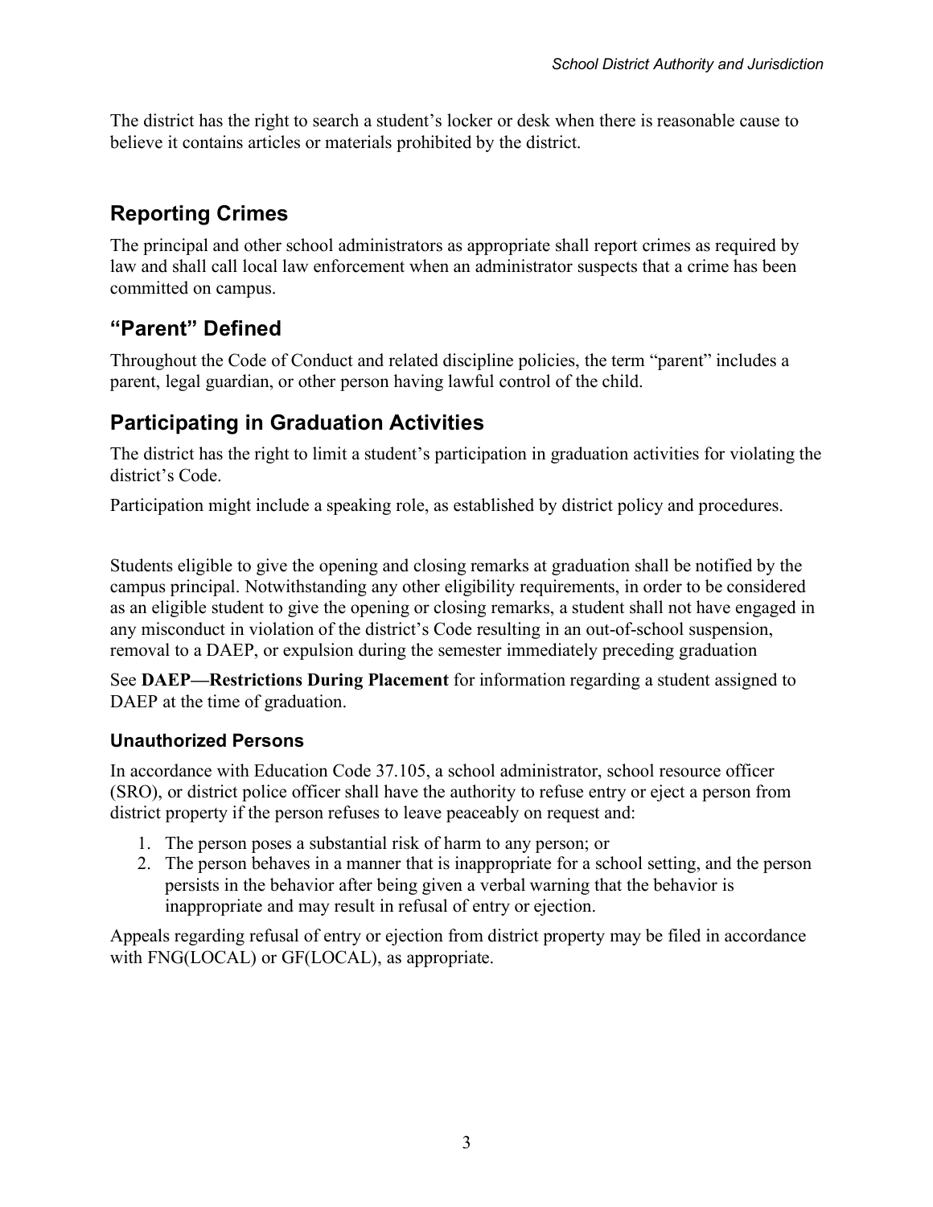The district has the right to search a student's locker or desk when there is reasonable cause to believe it contains articles or materials prohibited by the district.

## Reporting Crimes

The principal and other school administrators as appropriate shall report crimes as required by law and shall call local law enforcement when an administrator suspects that a crime has been committed on campus.

## "Parent" Defined

Throughout the Code of Conduct and related discipline policies, the term "parent" includes a parent, legal guardian, or other person having lawful control of the child.

## Participating in Graduation Activities

The district has the right to limit a student's participation in graduation activities for violating the district's Code.

Participation might include a speaking role, as established by district policy and procedures.

Students eligible to give the opening and closing remarks at graduation shall be notified by the campus principal. Notwithstanding any other eligibility requirements, in order to be considered as an eligible student to give the opening or closing remarks, a student shall not have engaged in any misconduct in violation of the district's Code resulting in an out-of-school suspension, removal to a DAEP, or expulsion during the semester immediately preceding graduation

See **DAEP—Restrictions During Placement** for information regarding a student assigned to DAEP at the time of graduation.

### Unauthorized Persons

In accordance with Education Code 37.105, a school administrator, school resource officer (SRO), or district police officer shall have the authority to refuse entry or eject a person from district property if the person refuses to leave peaceably on request and:

1. The person poses a substantial risk of harm to any person; or
2. The person behaves in a manner that is inappropriate for a school setting, and the person persists in the behavior after being given a verbal warning that the behavior is inappropriate and may result in refusal of entry or ejection.

Appeals regarding refusal of entry or ejection from district property may be filed in accordance with FNG(LOCAL) or GF(LOCAL), as appropriate.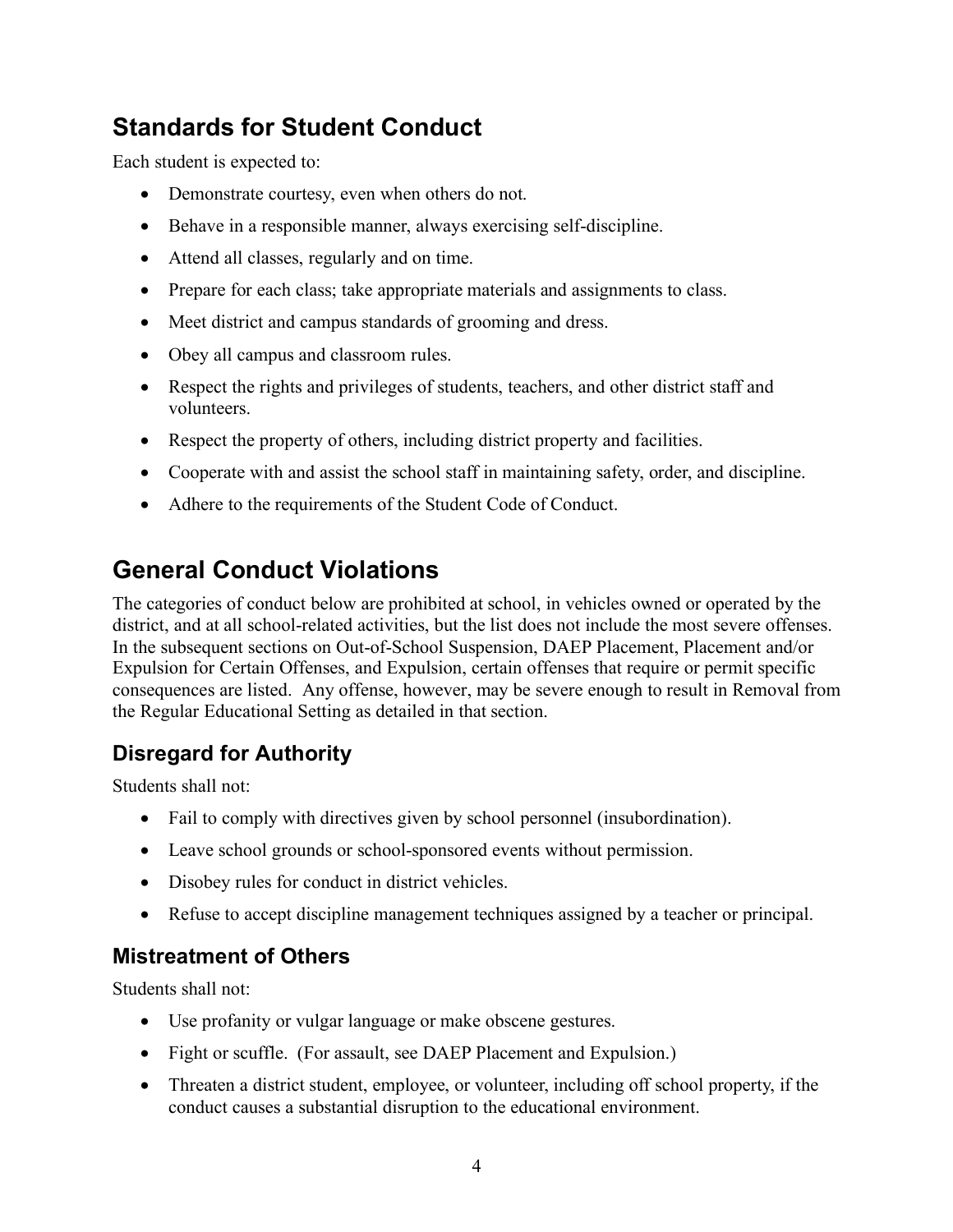## Standards for Student Conduct

Each student is expected to:

- Demonstrate courtesy, even when others do not.
- Behave in a responsible manner, always exercising self-discipline.
- Attend all classes, regularly and on time.
- Prepare for each class; take appropriate materials and assignments to class.
- Meet district and campus standards of grooming and dress.
- Obey all campus and classroom rules.
- Respect the rights and privileges of students, teachers, and other district staff and volunteers.
- Respect the property of others, including district property and facilities.
- Cooperate with and assist the school staff in maintaining safety, order, and discipline.
- Adhere to the requirements of the Student Code of Conduct.

## General Conduct Violations

The categories of conduct below are prohibited at school, in vehicles owned or operated by the district, and at all school-related activities, but the list does not include the most severe offenses. In the subsequent sections on Out-of-School Suspension, DAEP Placement, Placement and/or Expulsion for Certain Offenses, and Expulsion, certain offenses that require or permit specific consequences are listed. Any offense, however, may be severe enough to result in Removal from the Regular Educational Setting as detailed in that section.

### Disregard for Authority

Students shall not:

- Fail to comply with directives given by school personnel (insubordination).
- Leave school grounds or school-sponsored events without permission.
- Disobey rules for conduct in district vehicles.
- Refuse to accept discipline management techniques assigned by a teacher or principal.

### Mistreatment of Others

Students shall not:

- Use profanity or vulgar language or make obscene gestures.
- Fight or scuffle. (For assault, see DAEP Placement and Expulsion.)
- Threaten a district student, employee, or volunteer, including off school property, if the conduct causes a substantial disruption to the educational environment.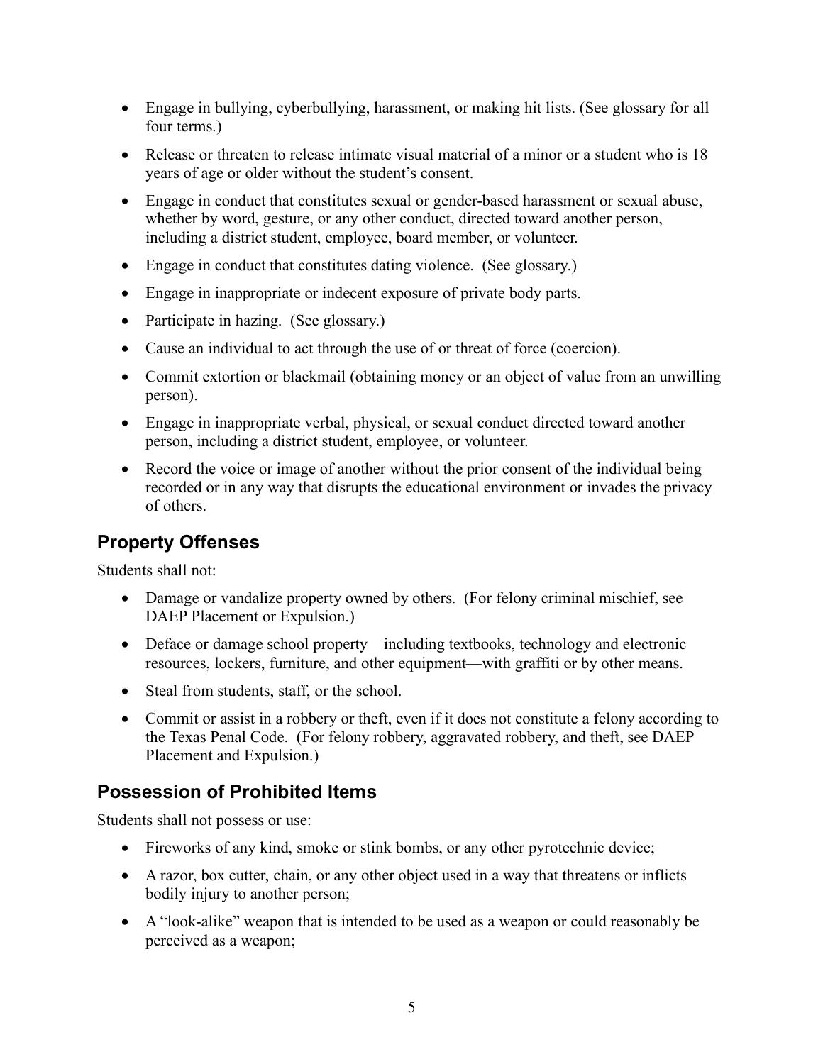- Engage in bullying, cyberbullying, harassment, or making hit lists. (See glossary for all four terms.)
- Release or threaten to release intimate visual material of a minor or a student who is 18 years of age or older without the student's consent.
- Engage in conduct that constitutes sexual or gender-based harassment or sexual abuse, whether by word, gesture, or any other conduct, directed toward another person, including a district student, employee, board member, or volunteer.
- Engage in conduct that constitutes dating violence. (See glossary.)
- Engage in inappropriate or indecent exposure of private body parts.
- Participate in hazing. (See glossary.)
- Cause an individual to act through the use of or threat of force (coercion).
- Commit extortion or blackmail (obtaining money or an object of value from an unwilling person).
- Engage in inappropriate verbal, physical, or sexual conduct directed toward another person, including a district student, employee, or volunteer.
- Record the voice or image of another without the prior consent of the individual being recorded or in any way that disrupts the educational environment or invades the privacy of others.

## Property Offenses

Students shall not:

- Damage or vandalize property owned by others. (For felony criminal mischief, see DAEP Placement or Expulsion.)
- Deface or damage school property—including textbooks, technology and electronic resources, lockers, furniture, and other equipment—with graffiti or by other means.
- Steal from students, staff, or the school.
- Commit or assist in a robbery or theft, even if it does not constitute a felony according to the Texas Penal Code. (For felony robbery, aggravated robbery, and theft, see DAEP Placement and Expulsion.)

## Possession of Prohibited Items

Students shall not possess or use:

- Fireworks of any kind, smoke or stink bombs, or any other pyrotechnic device;
- A razor, box cutter, chain, or any other object used in a way that threatens or inflicts bodily injury to another person;
- A "look-alike" weapon that is intended to be used as a weapon or could reasonably be perceived as a weapon;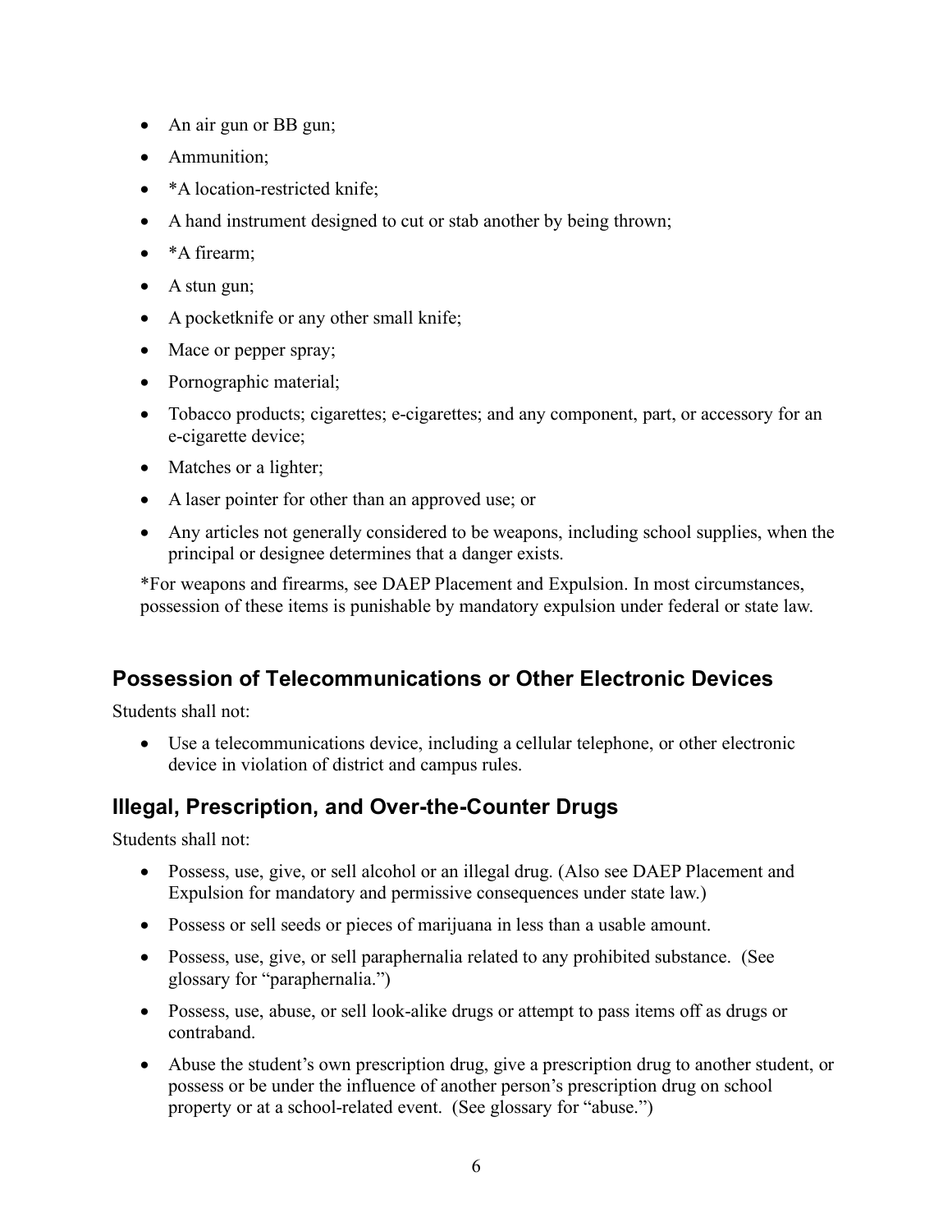- An air gun or BB gun;
- Ammunition;
- *A location-restricted knife;
- A hand instrument designed to cut or stab another by being thrown;
- *A firearm;
- A stun gun;
- A pocketknife or any other small knife;
- Mace or pepper spray;
- Pornographic material;
- Tobacco products; cigarettes; e-cigarettes; and any component, part, or accessory for an e-cigarette device;
- Matches or a lighter;
- A laser pointer for other than an approved use; or
- Any articles not generally considered to be weapons, including school supplies, when the principal or designee determines that a danger exists.

*For weapons and firearms, see DAEP Placement and Expulsion. In most circumstances, possession of these items is punishable by mandatory expulsion under federal or state law.

## Possession of Telecommunications or Other Electronic Devices

Students shall not:

- Use a telecommunications device, including a cellular telephone, or other electronic device in violation of district and campus rules.

## Illegal, Prescription, and Over-the-Counter Drugs

Students shall not:

- Possess, use, give, or sell alcohol or an illegal drug. (Also see DAEP Placement and Expulsion for mandatory and permissive consequences under state law.)
- Possess or sell seeds or pieces of marijuana in less than a usable amount.
- Possess, use, give, or sell paraphernalia related to any prohibited substance. (See glossary for "paraphernalia.")
- Possess, use, abuse, or sell look-alike drugs or attempt to pass items off as drugs or contraband.
- Abuse the student's own prescription drug, give a prescription drug to another student, or possess or be under the influence of another person's prescription drug on school property or at a school-related event. (See glossary for "abuse.")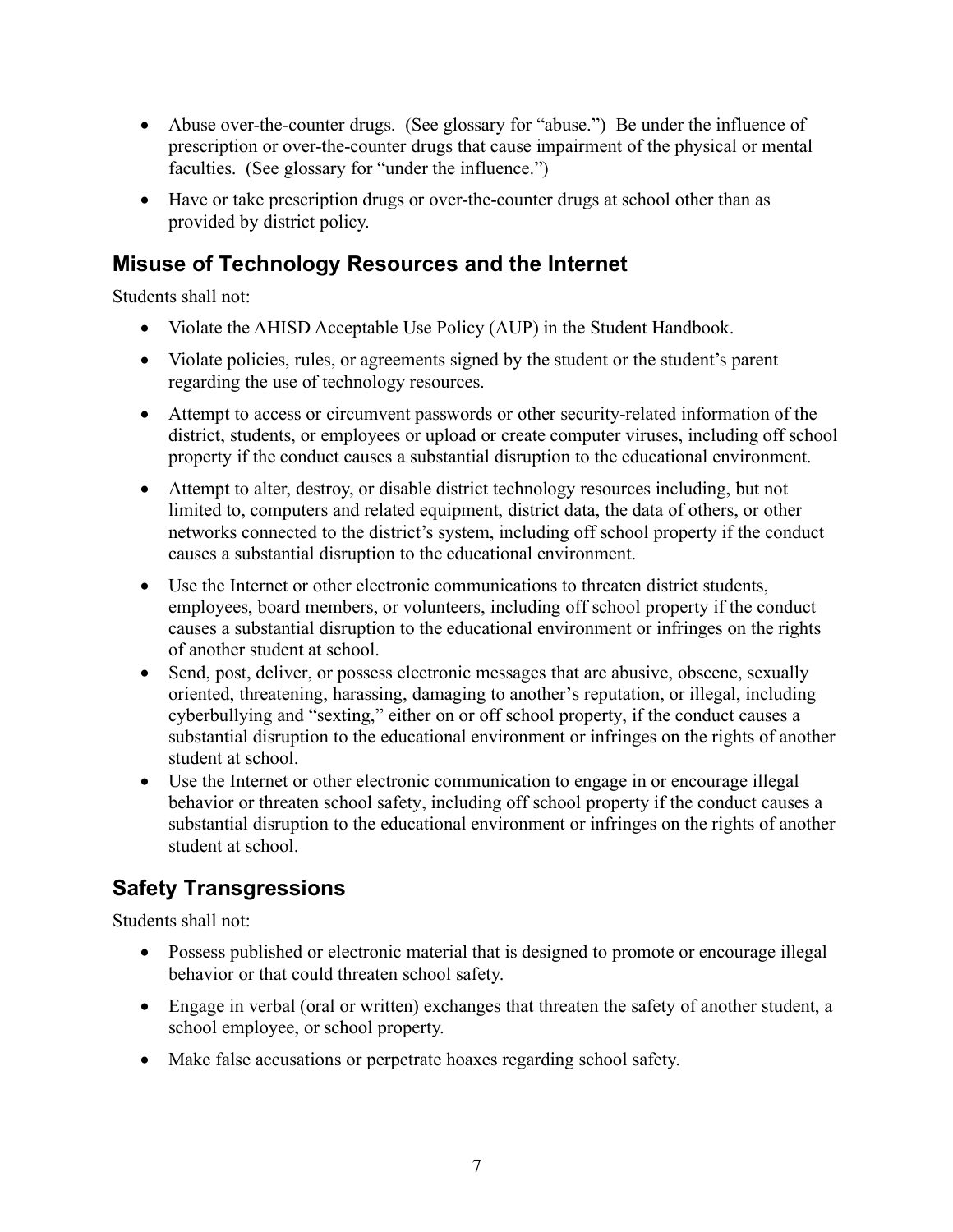- Abuse over-the-counter drugs. (See glossary for "abuse.") Be under the influence of prescription or over-the-counter drugs that cause impairment of the physical or mental faculties. (See glossary for "under the influence.")
- Have or take prescription drugs or over-the-counter drugs at school other than as provided by district policy.

## Misuse of Technology Resources and the Internet

Students shall not:

- Violate the AHISD Acceptable Use Policy (AUP) in the Student Handbook.
- Violate policies, rules, or agreements signed by the student or the student's parent regarding the use of technology resources.
- Attempt to access or circumvent passwords or other security-related information of the district, students, or employees or upload or create computer viruses, including off school property if the conduct causes a substantial disruption to the educational environment.
- Attempt to alter, destroy, or disable district technology resources including, but not limited to, computers and related equipment, district data, the data of others, or other networks connected to the district's system, including off school property if the conduct causes a substantial disruption to the educational environment.
- Use the Internet or other electronic communications to threaten district students, employees, board members, or volunteers, including off school property if the conduct causes a substantial disruption to the educational environment or infringes on the rights of another student at school.
- Send, post, deliver, or possess electronic messages that are abusive, obscene, sexually oriented, threatening, harassing, damaging to another's reputation, or illegal, including cyberbullying and "sexting," either on or off school property, if the conduct causes a substantial disruption to the educational environment or infringes on the rights of another student at school.
- Use the Internet or other electronic communication to engage in or encourage illegal behavior or threaten school safety, including off school property if the conduct causes a substantial disruption to the educational environment or infringes on the rights of another student at school.

## Safety Transgressions

Students shall not:

- Possess published or electronic material that is designed to promote or encourage illegal behavior or that could threaten school safety.
- Engage in verbal (oral or written) exchanges that threaten the safety of another student, a school employee, or school property.
- Make false accusations or perpetrate hoaxes regarding school safety.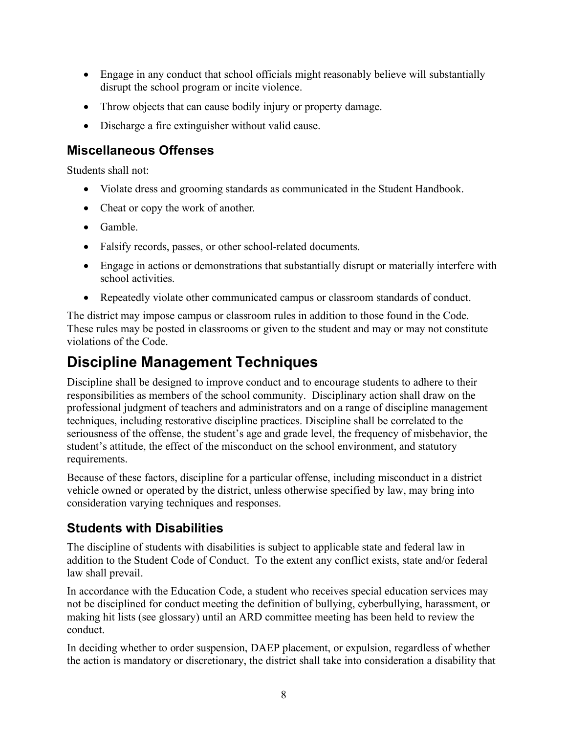- Engage in any conduct that school officials might reasonably believe will substantially disrupt the school program or incite violence.
- Throw objects that can cause bodily injury or property damage.
- Discharge a fire extinguisher without valid cause.

## Miscellaneous Offenses

Students shall not:

- Violate dress and grooming standards as communicated in the Student Handbook.
- Cheat or copy the work of another.
- Gamble.
- Falsify records, passes, or other school-related documents.
- Engage in actions or demonstrations that substantially disrupt or materially interfere with school activities.
- Repeatedly violate other communicated campus or classroom standards of conduct.

The district may impose campus or classroom rules in addition to those found in the Code. These rules may be posted in classrooms or given to the student and may or may not constitute violations of the Code.

# Discipline Management Techniques

Discipline shall be designed to improve conduct and to encourage students to adhere to their responsibilities as members of the school community. Disciplinary action shall draw on the professional judgment of teachers and administrators and on a range of discipline management techniques, including restorative discipline practices. Discipline shall be correlated to the seriousness of the offense, the student's age and grade level, the frequency of misbehavior, the student's attitude, the effect of the misconduct on the school environment, and statutory requirements.

Because of these factors, discipline for a particular offense, including misconduct in a district vehicle owned or operated by the district, unless otherwise specified by law, may bring into consideration varying techniques and responses.

## Students with Disabilities

The discipline of students with disabilities is subject to applicable state and federal law in addition to the Student Code of Conduct. To the extent any conflict exists, state and/or federal law shall prevail.

In accordance with the Education Code, a student who receives special education services may not be disciplined for conduct meeting the definition of bullying, cyberbullying, harassment, or making hit lists (see glossary) until an ARD committee meeting has been held to review the conduct.

In deciding whether to order suspension, DAEP placement, or expulsion, regardless of whether the action is mandatory or discretionary, the district shall take into consideration a disability that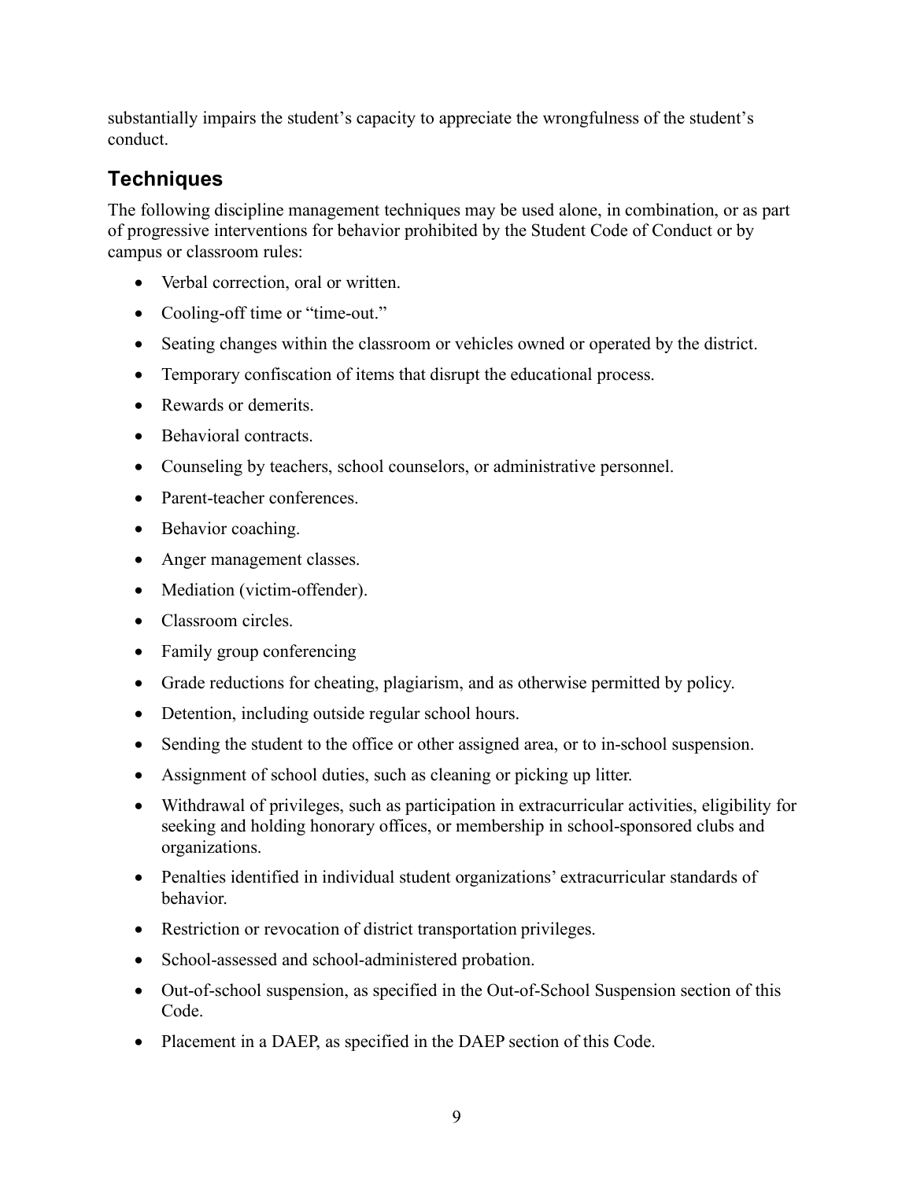substantially impairs the student's capacity to appreciate the wrongfulness of the student's conduct.

## Techniques

The following discipline management techniques may be used alone, in combination, or as part of progressive interventions for behavior prohibited by the Student Code of Conduct or by campus or classroom rules:

- Verbal correction, oral or written.
- Cooling-off time or "time-out."
- Seating changes within the classroom or vehicles owned or operated by the district.
- Temporary confiscation of items that disrupt the educational process.
- Rewards or demerits.
- Behavioral contracts.
- Counseling by teachers, school counselors, or administrative personnel.
- Parent-teacher conferences.
- Behavior coaching.
- Anger management classes.
- Mediation (victim-offender).
- Classroom circles.
- Family group conferencing
- Grade reductions for cheating, plagiarism, and as otherwise permitted by policy.
- Detention, including outside regular school hours.
- Sending the student to the office or other assigned area, or to in-school suspension.
- Assignment of school duties, such as cleaning or picking up litter.
- Withdrawal of privileges, such as participation in extracurricular activities, eligibility for seeking and holding honorary offices, or membership in school-sponsored clubs and organizations.
- Penalties identified in individual student organizations' extracurricular standards of behavior.
- Restriction or revocation of district transportation privileges.
- School-assessed and school-administered probation.
- Out-of-school suspension, as specified in the Out-of-School Suspension section of this Code.
- Placement in a DAEP, as specified in the DAEP section of this Code.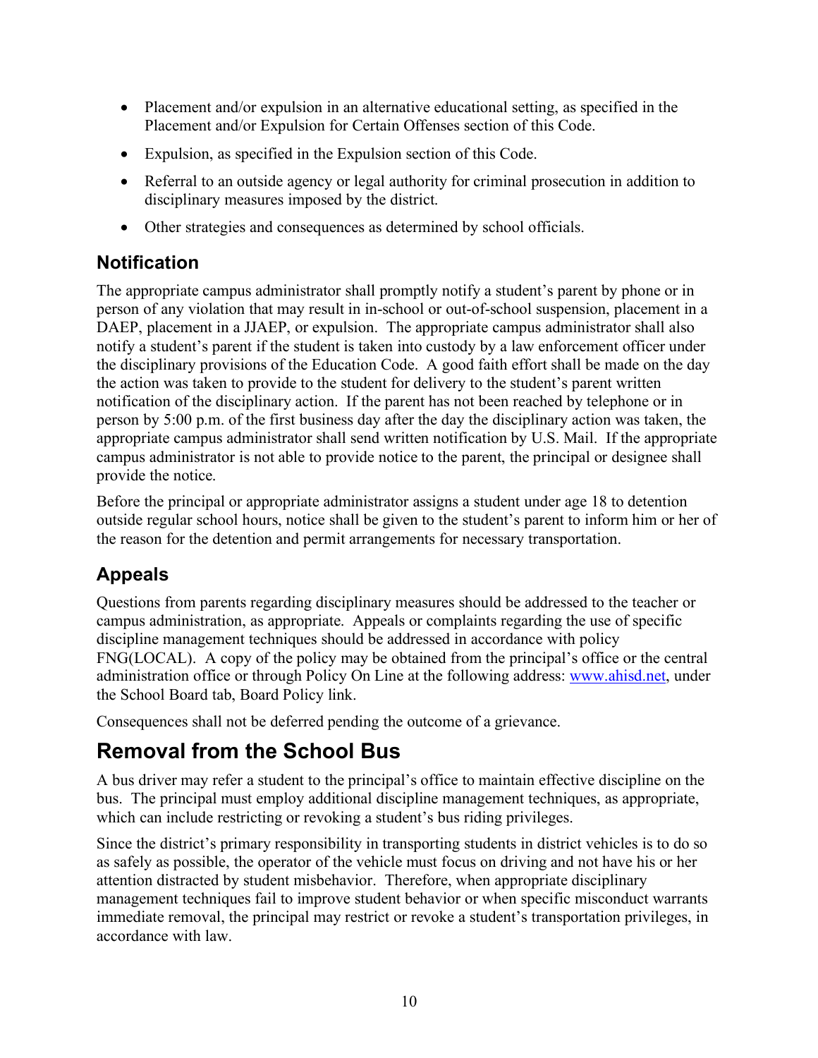- Placement and/or expulsion in an alternative educational setting, as specified in the Placement and/or Expulsion for Certain Offenses section of this Code.
- Expulsion, as specified in the Expulsion section of this Code.
- Referral to an outside agency or legal authority for criminal prosecution in addition to disciplinary measures imposed by the district.
- Other strategies and consequences as determined by school officials.

## Notification

The appropriate campus administrator shall promptly notify a student's parent by phone or in person of any violation that may result in in-school or out-of-school suspension, placement in a DAEP, placement in a JJAEP, or expulsion. The appropriate campus administrator shall also notify a student's parent if the student is taken into custody by a law enforcement officer under the disciplinary provisions of the Education Code. A good faith effort shall be made on the day the action was taken to provide to the student for delivery to the student's parent written notification of the disciplinary action. If the parent has not been reached by telephone or in person by 5:00 p.m. of the first business day after the day the disciplinary action was taken, the appropriate campus administrator shall send written notification by U.S. Mail. If the appropriate campus administrator is not able to provide notice to the parent, the principal or designee shall provide the notice.

Before the principal or appropriate administrator assigns a student under age 18 to detention outside regular school hours, notice shall be given to the student's parent to inform him or her of the reason for the detention and permit arrangements for necessary transportation.

## Appeals

Questions from parents regarding disciplinary measures should be addressed to the teacher or campus administration, as appropriate. Appeals or complaints regarding the use of specific discipline management techniques should be addressed in accordance with policy FNG(LOCAL). A copy of the policy may be obtained from the principal's office or the central administration office or through Policy On Line at the following address: www.ahisd.net, under the School Board tab, Board Policy link.

Consequences shall not be deferred pending the outcome of a grievance.

# Removal from the School Bus

A bus driver may refer a student to the principal's office to maintain effective discipline on the bus. The principal must employ additional discipline management techniques, as appropriate, which can include restricting or revoking a student's bus riding privileges.

Since the district's primary responsibility in transporting students in district vehicles is to do so as safely as possible, the operator of the vehicle must focus on driving and not have his or her attention distracted by student misbehavior. Therefore, when appropriate disciplinary management techniques fail to improve student behavior or when specific misconduct warrants immediate removal, the principal may restrict or revoke a student's transportation privileges, in accordance with law.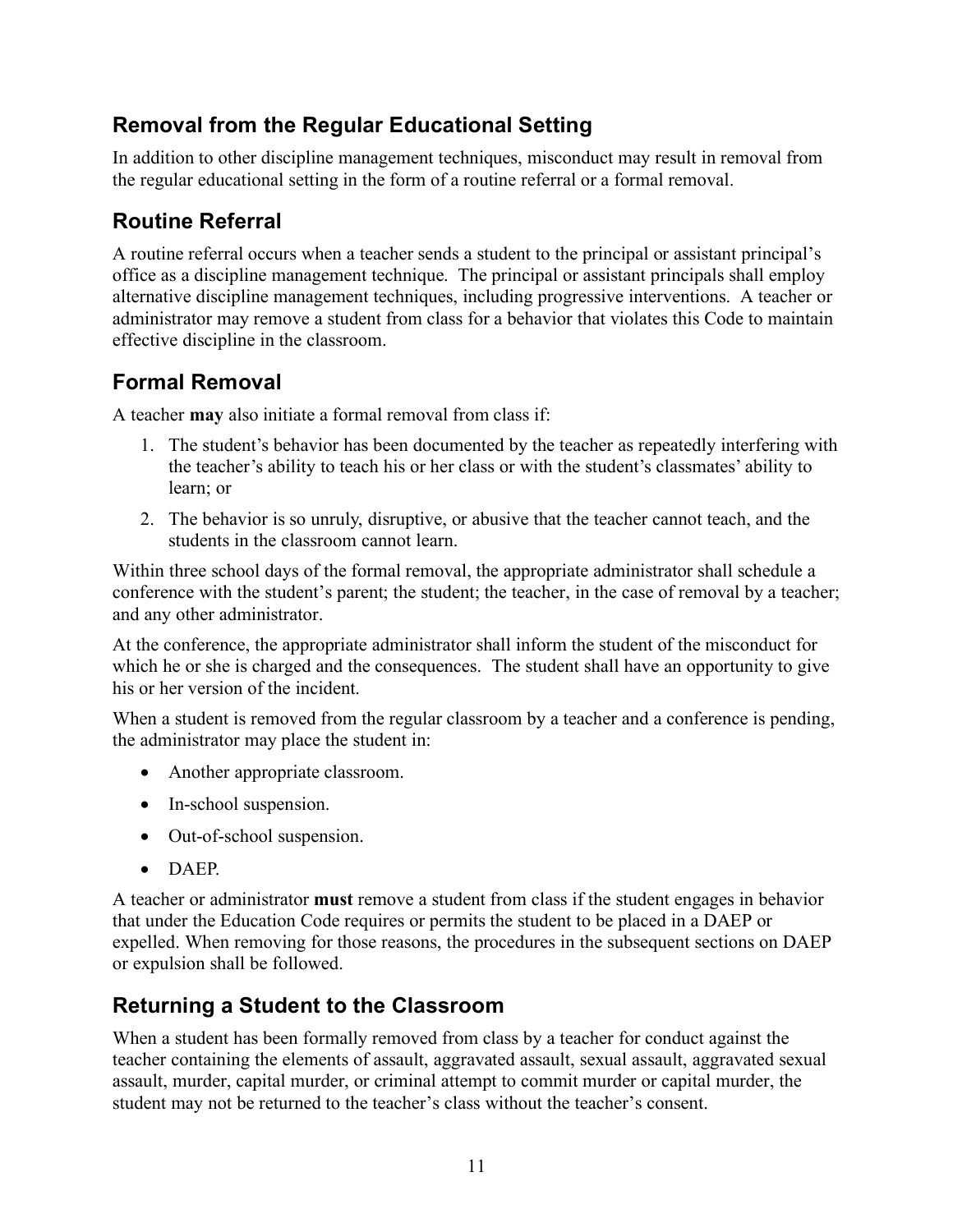## Removal from the Regular Educational Setting

In addition to other discipline management techniques, misconduct may result in removal from the regular educational setting in the form of a routine referral or a formal removal.

## Routine Referral

A routine referral occurs when a teacher sends a student to the principal or assistant principal's office as a discipline management technique. The principal or assistant principals shall employ alternative discipline management techniques, including progressive interventions. A teacher or administrator may remove a student from class for a behavior that violates this Code to maintain effective discipline in the classroom.

## Formal Removal

A teacher **may** also initiate a formal removal from class if:

1. The student's behavior has been documented by the teacher as repeatedly interfering with the teacher's ability to teach his or her class or with the student's classmates' ability to learn; or
2. The behavior is so unruly, disruptive, or abusive that the teacher cannot teach, and the students in the classroom cannot learn.

Within three school days of the formal removal, the appropriate administrator shall schedule a conference with the student's parent; the student; the teacher, in the case of removal by a teacher; and any other administrator.

At the conference, the appropriate administrator shall inform the student of the misconduct for which he or she is charged and the consequences. The student shall have an opportunity to give his or her version of the incident.

When a student is removed from the regular classroom by a teacher and a conference is pending, the administrator may place the student in:

- Another appropriate classroom.
- In-school suspension.
- Out-of-school suspension.
- DAEP.

A teacher or administrator **must** remove a student from class if the student engages in behavior that under the Education Code requires or permits the student to be placed in a DAEP or expelled. When removing for those reasons, the procedures in the subsequent sections on DAEP or expulsion shall be followed.

## Returning a Student to the Classroom

When a student has been formally removed from class by a teacher for conduct against the teacher containing the elements of assault, aggravated assault, sexual assault, aggravated sexual assault, murder, capital murder, or criminal attempt to commit murder or capital murder, the student may not be returned to the teacher's class without the teacher's consent.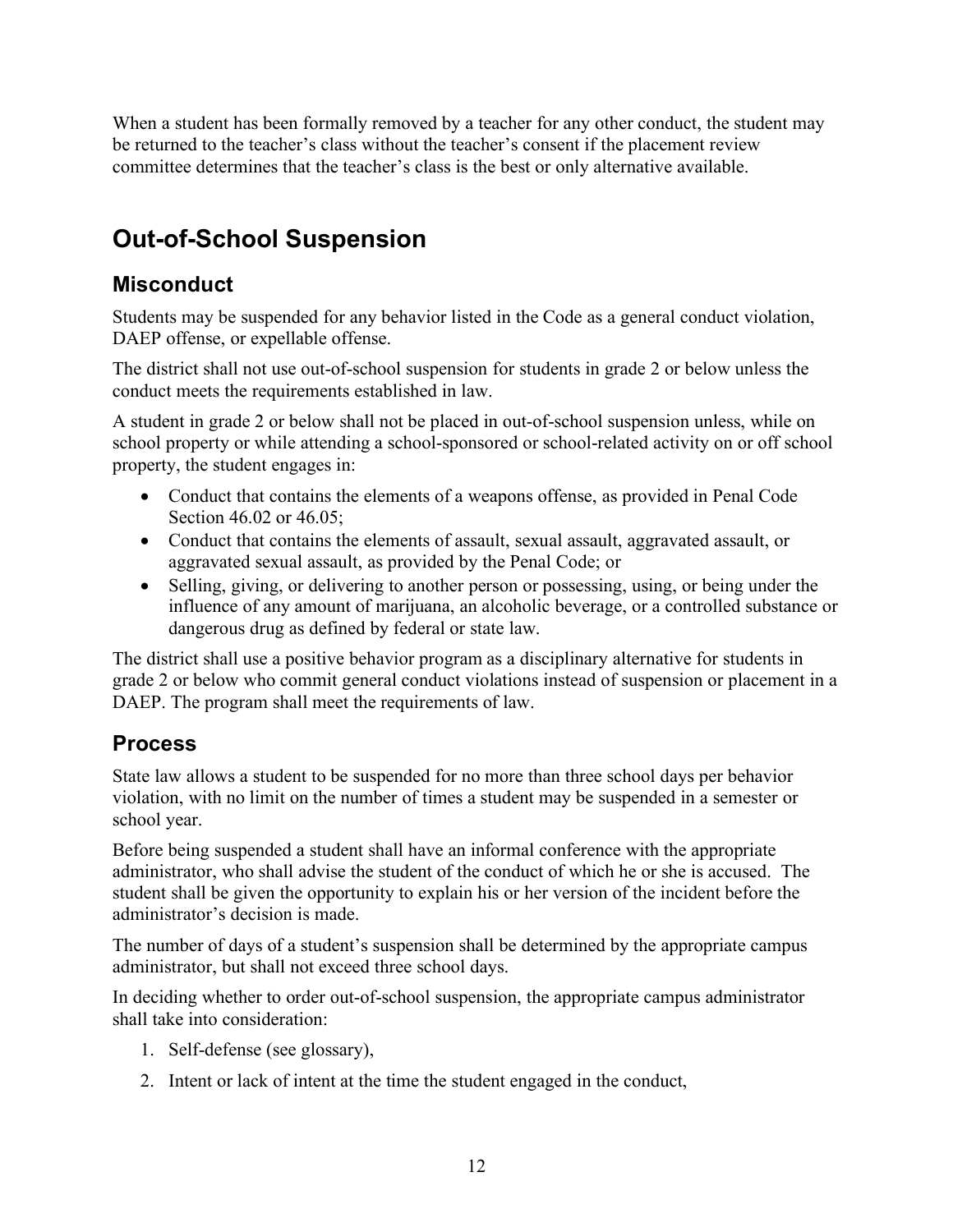When a student has been formally removed by a teacher for any other conduct, the student may be returned to the teacher's class without the teacher's consent if the placement review committee determines that the teacher's class is the best or only alternative available.

# Out-of-School Suspension

## Misconduct

Students may be suspended for any behavior listed in the Code as a general conduct violation, DAEP offense, or expellable offense.

The district shall not use out-of-school suspension for students in grade 2 or below unless the conduct meets the requirements established in law.

A student in grade 2 or below shall not be placed in out-of-school suspension unless, while on school property or while attending a school-sponsored or school-related activity on or off school property, the student engages in:

- Conduct that contains the elements of a weapons offense, as provided in Penal Code Section 46.02 or 46.05;
- Conduct that contains the elements of assault, sexual assault, aggravated assault, or aggravated sexual assault, as provided by the Penal Code; or
- Selling, giving, or delivering to another person or possessing, using, or being under the influence of any amount of marijuana, an alcoholic beverage, or a controlled substance or dangerous drug as defined by federal or state law.

The district shall use a positive behavior program as a disciplinary alternative for students in grade 2 or below who commit general conduct violations instead of suspension or placement in a DAEP. The program shall meet the requirements of law.

## Process

State law allows a student to be suspended for no more than three school days per behavior violation, with no limit on the number of times a student may be suspended in a semester or school year.

Before being suspended a student shall have an informal conference with the appropriate administrator, who shall advise the student of the conduct of which he or she is accused. The student shall be given the opportunity to explain his or her version of the incident before the administrator's decision is made.

The number of days of a student's suspension shall be determined by the appropriate campus administrator, but shall not exceed three school days.

In deciding whether to order out-of-school suspension, the appropriate campus administrator shall take into consideration:

1. Self-defense (see glossary),
2. Intent or lack of intent at the time the student engaged in the conduct,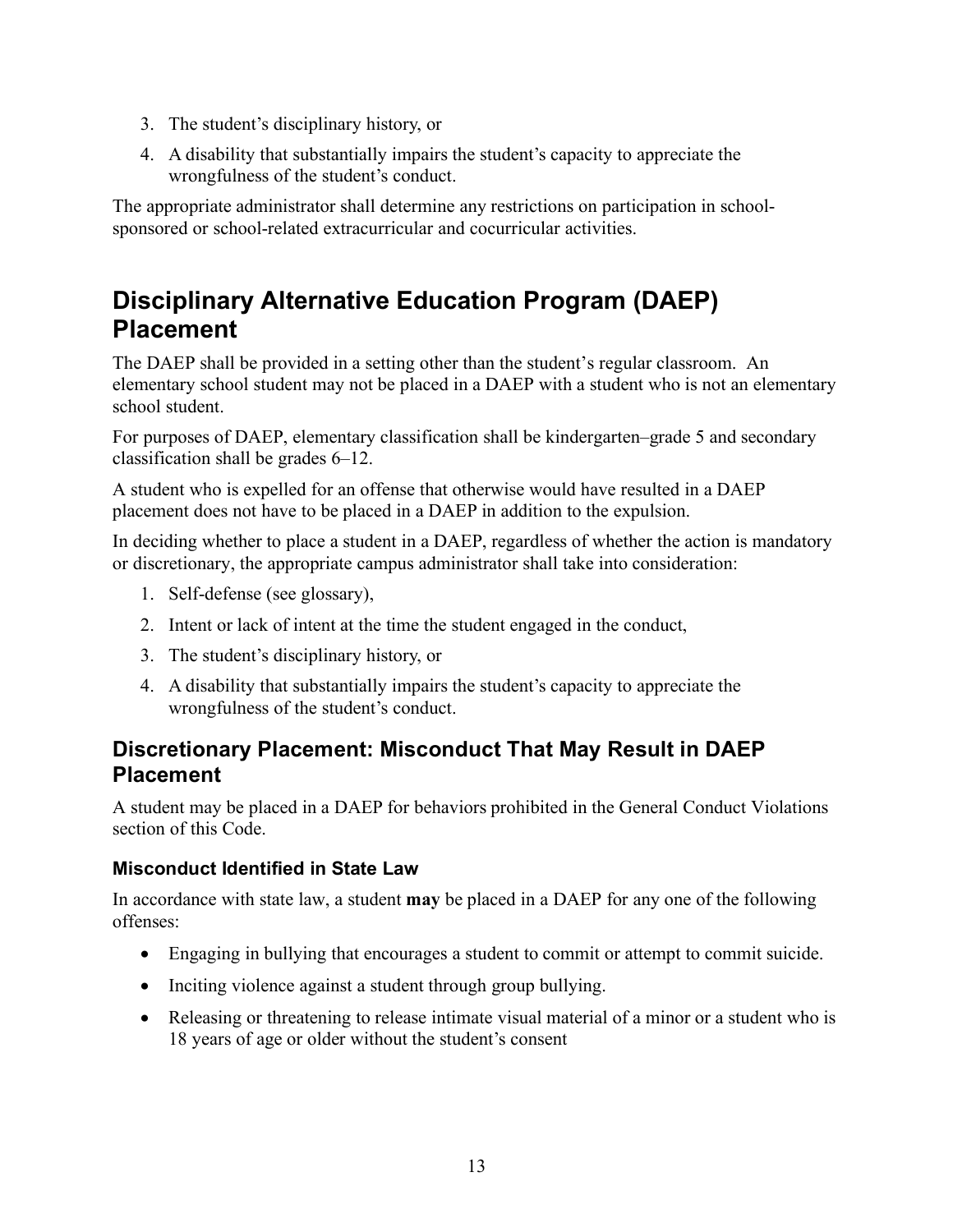3. The student's disciplinary history, or
4. A disability that substantially impairs the student's capacity to appreciate the wrongfulness of the student's conduct.

The appropriate administrator shall determine any restrictions on participation in school-sponsored or school-related extracurricular and cocurricular activities.

# Disciplinary Alternative Education Program (DAEP) Placement

The DAEP shall be provided in a setting other than the student's regular classroom. An elementary school student may not be placed in a DAEP with a student who is not an elementary school student.

For purposes of DAEP, elementary classification shall be kindergarten–grade 5 and secondary classification shall be grades 6–12.

A student who is expelled for an offense that otherwise would have resulted in a DAEP placement does not have to be placed in a DAEP in addition to the expulsion.

In deciding whether to place a student in a DAEP, regardless of whether the action is mandatory or discretionary, the appropriate campus administrator shall take into consideration:

1. Self-defense (see glossary),
2. Intent or lack of intent at the time the student engaged in the conduct,
3. The student's disciplinary history, or
4. A disability that substantially impairs the student's capacity to appreciate the wrongfulness of the student's conduct.

## Discretionary Placement: Misconduct That May Result in DAEP Placement

A student may be placed in a DAEP for behaviors prohibited in the General Conduct Violations section of this Code.

### Misconduct Identified in State Law

In accordance with state law, a student **may** be placed in a DAEP for any one of the following offenses:

- Engaging in bullying that encourages a student to commit or attempt to commit suicide.
- Inciting violence against a student through group bullying.
- Releasing or threatening to release intimate visual material of a minor or a student who is 18 years of age or older without the student's consent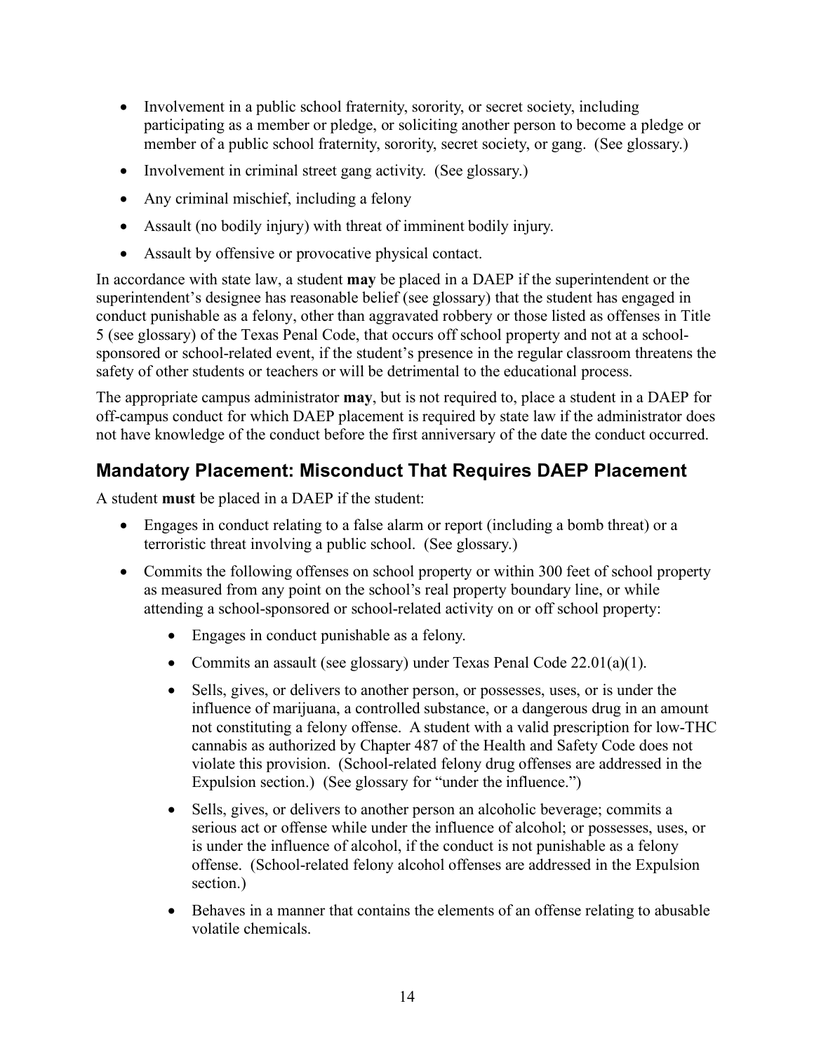- Involvement in a public school fraternity, sorority, or secret society, including participating as a member or pledge, or soliciting another person to become a pledge or member of a public school fraternity, sorority, secret society, or gang. (See glossary.)
- Involvement in criminal street gang activity. (See glossary.)
- Any criminal mischief, including a felony
- Assault (no bodily injury) with threat of imminent bodily injury.
- Assault by offensive or provocative physical contact.

In accordance with state law, a student **may** be placed in a DAEP if the superintendent or the superintendent's designee has reasonable belief (see glossary) that the student has engaged in conduct punishable as a felony, other than aggravated robbery or those listed as offenses in Title 5 (see glossary) of the Texas Penal Code, that occurs off school property and not at a school-sponsored or school-related event, if the student's presence in the regular classroom threatens the safety of other students or teachers or will be detrimental to the educational process.

The appropriate campus administrator **may**, but is not required to, place a student in a DAEP for off-campus conduct for which DAEP placement is required by state law if the administrator does not have knowledge of the conduct before the first anniversary of the date the conduct occurred.

## Mandatory Placement: Misconduct That Requires DAEP Placement

A student **must** be placed in a DAEP if the student:

- Engages in conduct relating to a false alarm or report (including a bomb threat) or a terroristic threat involving a public school. (See glossary.)
- Commits the following offenses on school property or within 300 feet of school property as measured from any point on the school's real property boundary line, or while attending a school-sponsored or school-related activity on or off school property:
  - Engages in conduct punishable as a felony.
  - Commits an assault (see glossary) under Texas Penal Code 22.01(a)(1).
  - Sells, gives, or delivers to another person, or possesses, uses, or is under the influence of marijuana, a controlled substance, or a dangerous drug in an amount not constituting a felony offense. A student with a valid prescription for low-THC cannabis as authorized by Chapter 487 of the Health and Safety Code does not violate this provision. (School-related felony drug offenses are addressed in the Expulsion section.) (See glossary for "under the influence.")
  - Sells, gives, or delivers to another person an alcoholic beverage; commits a serious act or offense while under the influence of alcohol; or possesses, uses, or is under the influence of alcohol, if the conduct is not punishable as a felony offense. (School-related felony alcohol offenses are addressed in the Expulsion section.)
  - Behaves in a manner that contains the elements of an offense relating to abusable volatile chemicals.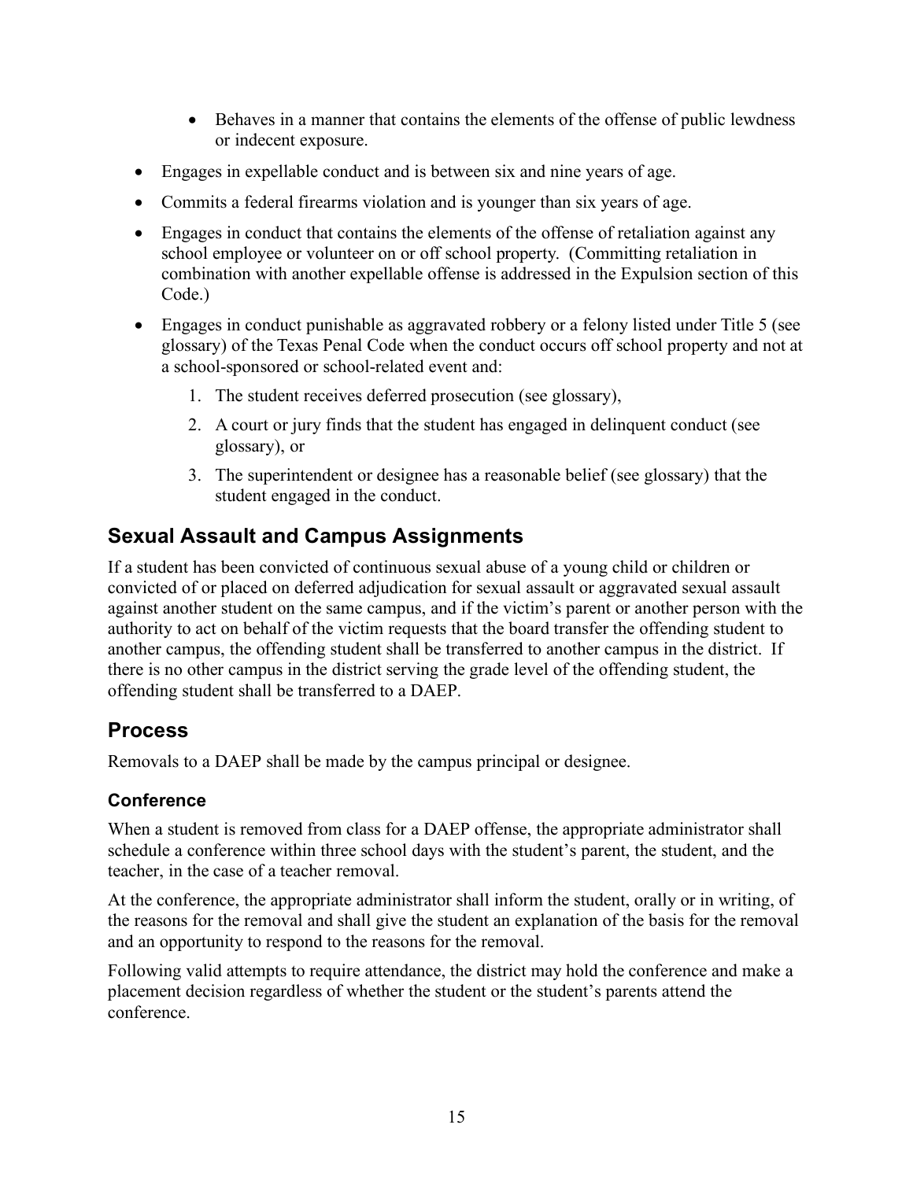- Behaves in a manner that contains the elements of the offense of public lewdness or indecent exposure.
- Engages in expellable conduct and is between six and nine years of age.
- Commits a federal firearms violation and is younger than six years of age.
- Engages in conduct that contains the elements of the offense of retaliation against any school employee or volunteer on or off school property. (Committing retaliation in combination with another expellable offense is addressed in the Expulsion section of this Code.)
- Engages in conduct punishable as aggravated robbery or a felony listed under Title 5 (see glossary) of the Texas Penal Code when the conduct occurs off school property and not at a school-sponsored or school-related event and:
  1. The student receives deferred prosecution (see glossary),
  2. A court or jury finds that the student has engaged in delinquent conduct (see glossary), or
  3. The superintendent or designee has a reasonable belief (see glossary) that the student engaged in the conduct.

## Sexual Assault and Campus Assignments

If a student has been convicted of continuous sexual abuse of a young child or children or convicted of or placed on deferred adjudication for sexual assault or aggravated sexual assault against another student on the same campus, and if the victim's parent or another person with the authority to act on behalf of the victim requests that the board transfer the offending student to another campus, the offending student shall be transferred to another campus in the district. If there is no other campus in the district serving the grade level of the offending student, the offending student shall be transferred to a DAEP.

## Process

Removals to a DAEP shall be made by the campus principal or designee.

### Conference

When a student is removed from class for a DAEP offense, the appropriate administrator shall schedule a conference within three school days with the student's parent, the student, and the teacher, in the case of a teacher removal.

At the conference, the appropriate administrator shall inform the student, orally or in writing, of the reasons for the removal and shall give the student an explanation of the basis for the removal and an opportunity to respond to the reasons for the removal.

Following valid attempts to require attendance, the district may hold the conference and make a placement decision regardless of whether the student or the student's parents attend the conference.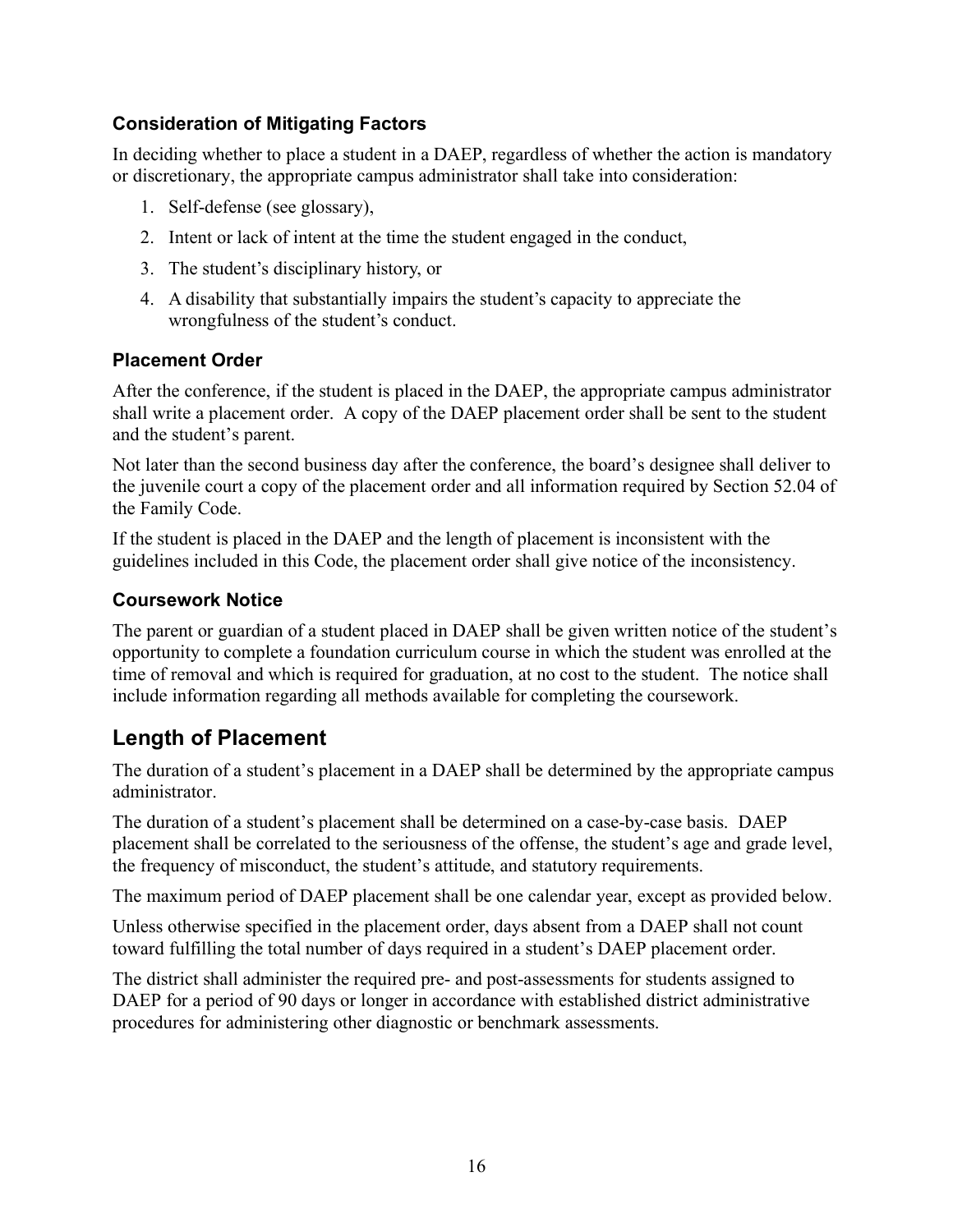### Consideration of Mitigating Factors

In deciding whether to place a student in a DAEP, regardless of whether the action is mandatory or discretionary, the appropriate campus administrator shall take into consideration:

1. Self-defense (see glossary),
2. Intent or lack of intent at the time the student engaged in the conduct,
3. The student's disciplinary history, or
4. A disability that substantially impairs the student's capacity to appreciate the wrongfulness of the student's conduct.

### Placement Order

After the conference, if the student is placed in the DAEP, the appropriate campus administrator shall write a placement order. A copy of the DAEP placement order shall be sent to the student and the student's parent.

Not later than the second business day after the conference, the board's designee shall deliver to the juvenile court a copy of the placement order and all information required by Section 52.04 of the Family Code.

If the student is placed in the DAEP and the length of placement is inconsistent with the guidelines included in this Code, the placement order shall give notice of the inconsistency.

### Coursework Notice

The parent or guardian of a student placed in DAEP shall be given written notice of the student's opportunity to complete a foundation curriculum course in which the student was enrolled at the time of removal and which is required for graduation, at no cost to the student. The notice shall include information regarding all methods available for completing the coursework.

## Length of Placement

The duration of a student's placement in a DAEP shall be determined by the appropriate campus administrator.

The duration of a student's placement shall be determined on a case-by-case basis. DAEP placement shall be correlated to the seriousness of the offense, the student's age and grade level, the frequency of misconduct, the student's attitude, and statutory requirements.

The maximum period of DAEP placement shall be one calendar year, except as provided below.

Unless otherwise specified in the placement order, days absent from a DAEP shall not count toward fulfilling the total number of days required in a student's DAEP placement order.

The district shall administer the required pre- and post-assessments for students assigned to DAEP for a period of 90 days or longer in accordance with established district administrative procedures for administering other diagnostic or benchmark assessments.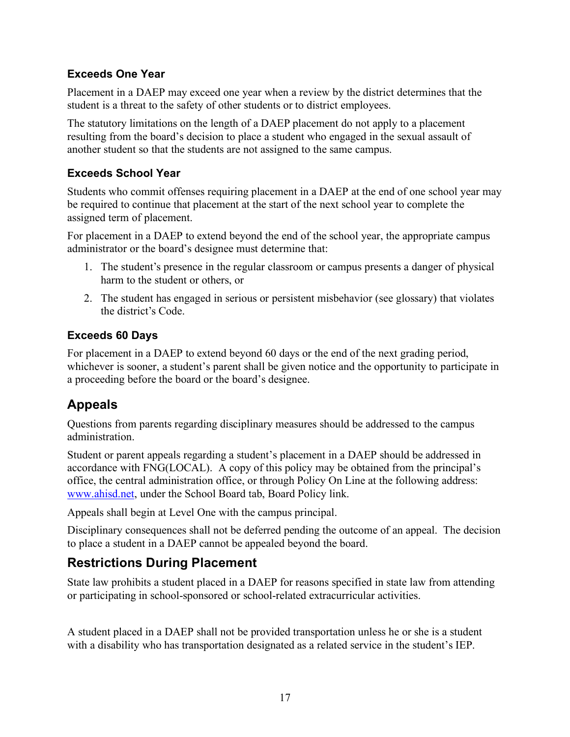### Exceeds One Year

Placement in a DAEP may exceed one year when a review by the district determines that the student is a threat to the safety of other students or to district employees.

The statutory limitations on the length of a DAEP placement do not apply to a placement resulting from the board's decision to place a student who engaged in the sexual assault of another student so that the students are not assigned to the same campus.

### Exceeds School Year

Students who commit offenses requiring placement in a DAEP at the end of one school year may be required to continue that placement at the start of the next school year to complete the assigned term of placement.

For placement in a DAEP to extend beyond the end of the school year, the appropriate campus administrator or the board's designee must determine that:

1. The student's presence in the regular classroom or campus presents a danger of physical harm to the student or others, or
2. The student has engaged in serious or persistent misbehavior (see glossary) that violates the district's Code.

### Exceeds 60 Days

For placement in a DAEP to extend beyond 60 days or the end of the next grading period, whichever is sooner, a student's parent shall be given notice and the opportunity to participate in a proceeding before the board or the board's designee.

## Appeals

Questions from parents regarding disciplinary measures should be addressed to the campus administration.

Student or parent appeals regarding a student's placement in a DAEP should be addressed in accordance with FNG(LOCAL). A copy of this policy may be obtained from the principal's office, the central administration office, or through Policy On Line at the following address: [www.ahisd.net](http://www.ahisd.net), under the School Board tab, Board Policy link.

Appeals shall begin at Level One with the campus principal.

Disciplinary consequences shall not be deferred pending the outcome of an appeal. The decision to place a student in a DAEP cannot be appealed beyond the board.

## Restrictions During Placement

State law prohibits a student placed in a DAEP for reasons specified in state law from attending or participating in school-sponsored or school-related extracurricular activities.

A student placed in a DAEP shall not be provided transportation unless he or she is a student with a disability who has transportation designated as a related service in the student's IEP.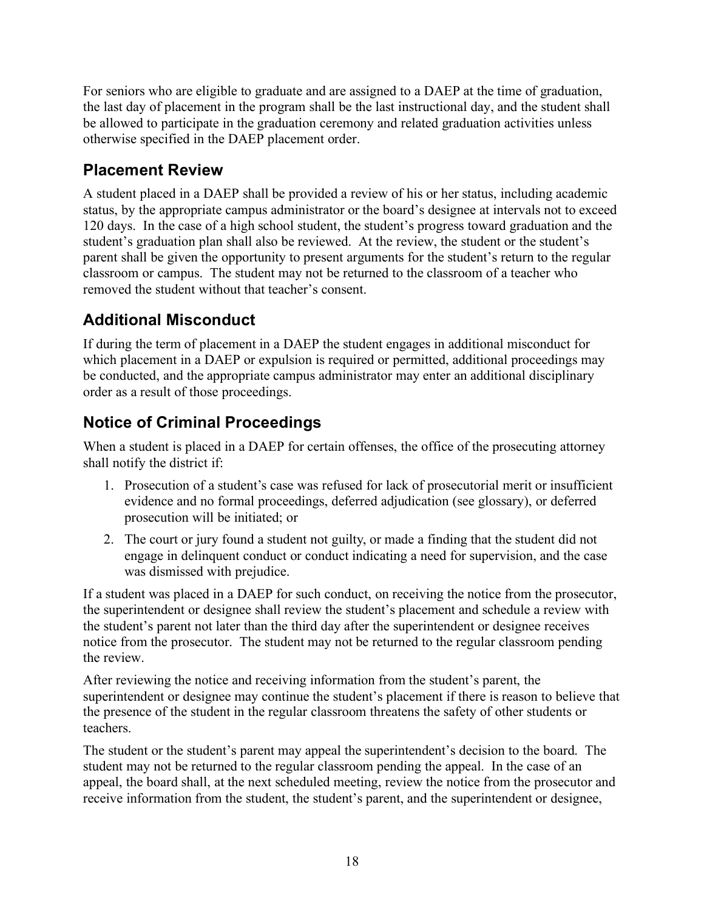For seniors who are eligible to graduate and are assigned to a DAEP at the time of graduation, the last day of placement in the program shall be the last instructional day, and the student shall be allowed to participate in the graduation ceremony and related graduation activities unless otherwise specified in the DAEP placement order.

## Placement Review

A student placed in a DAEP shall be provided a review of his or her status, including academic status, by the appropriate campus administrator or the board's designee at intervals not to exceed 120 days. In the case of a high school student, the student's progress toward graduation and the student's graduation plan shall also be reviewed. At the review, the student or the student's parent shall be given the opportunity to present arguments for the student's return to the regular classroom or campus. The student may not be returned to the classroom of a teacher who removed the student without that teacher's consent.

## Additional Misconduct

If during the term of placement in a DAEP the student engages in additional misconduct for which placement in a DAEP or expulsion is required or permitted, additional proceedings may be conducted, and the appropriate campus administrator may enter an additional disciplinary order as a result of those proceedings.

## Notice of Criminal Proceedings

When a student is placed in a DAEP for certain offenses, the office of the prosecuting attorney shall notify the district if:

1. Prosecution of a student's case was refused for lack of prosecutorial merit or insufficient evidence and no formal proceedings, deferred adjudication (see glossary), or deferred prosecution will be initiated; or
2. The court or jury found a student not guilty, or made a finding that the student did not engage in delinquent conduct or conduct indicating a need for supervision, and the case was dismissed with prejudice.

If a student was placed in a DAEP for such conduct, on receiving the notice from the prosecutor, the superintendent or designee shall review the student's placement and schedule a review with the student's parent not later than the third day after the superintendent or designee receives notice from the prosecutor. The student may not be returned to the regular classroom pending the review.

After reviewing the notice and receiving information from the student's parent, the superintendent or designee may continue the student's placement if there is reason to believe that the presence of the student in the regular classroom threatens the safety of other students or teachers.

The student or the student's parent may appeal the superintendent's decision to the board. The student may not be returned to the regular classroom pending the appeal. In the case of an appeal, the board shall, at the next scheduled meeting, review the notice from the prosecutor and receive information from the student, the student's parent, and the superintendent or designee,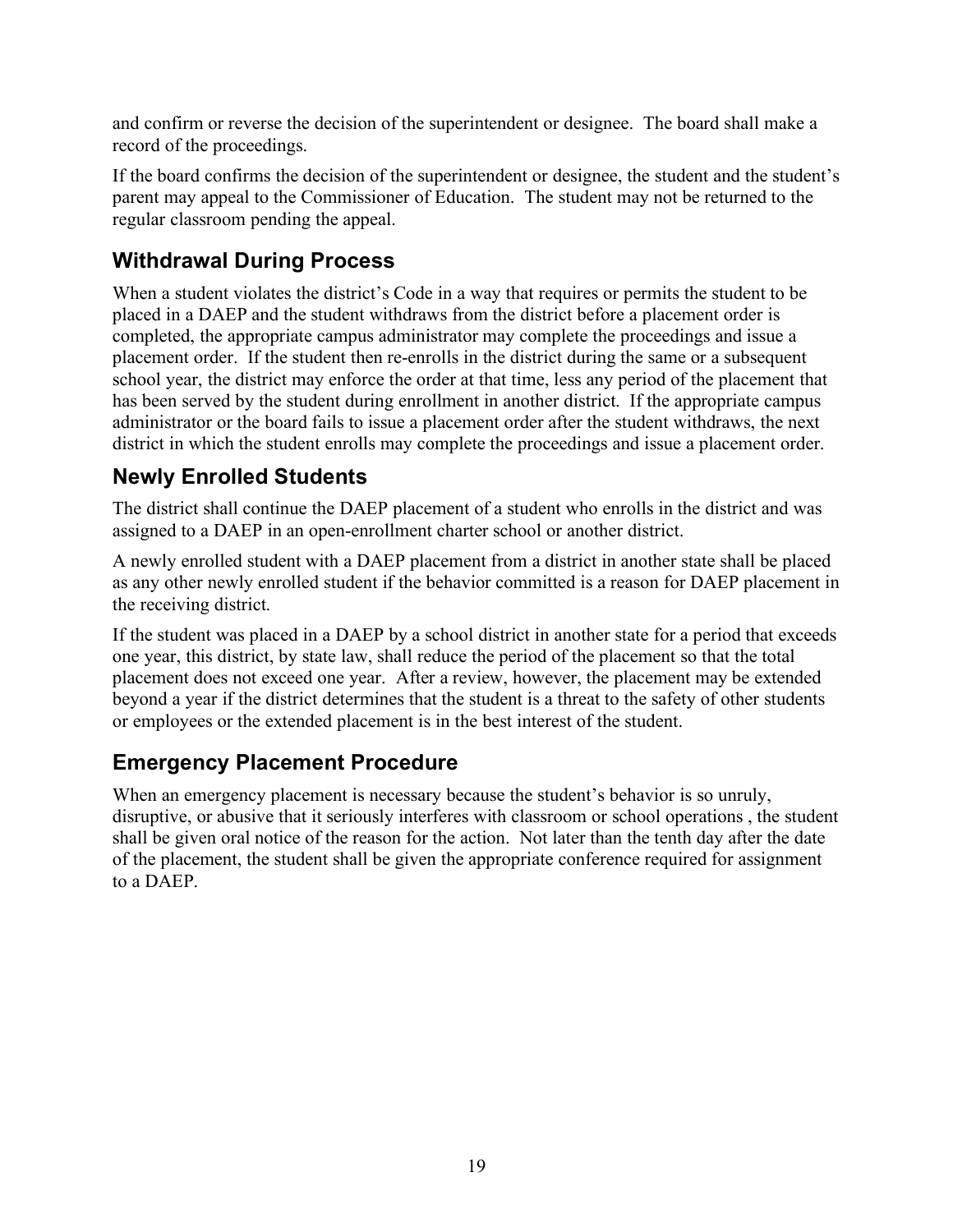and confirm or reverse the decision of the superintendent or designee. The board shall make a record of the proceedings.

If the board confirms the decision of the superintendent or designee, the student and the student's parent may appeal to the Commissioner of Education. The student may not be returned to the regular classroom pending the appeal.

## Withdrawal During Process

When a student violates the district's Code in a way that requires or permits the student to be placed in a DAEP and the student withdraws from the district before a placement order is completed, the appropriate campus administrator may complete the proceedings and issue a placement order. If the student then re-enrolls in the district during the same or a subsequent school year, the district may enforce the order at that time, less any period of the placement that has been served by the student during enrollment in another district. If the appropriate campus administrator or the board fails to issue a placement order after the student withdraws, the next district in which the student enrolls may complete the proceedings and issue a placement order.

## Newly Enrolled Students

The district shall continue the DAEP placement of a student who enrolls in the district and was assigned to a DAEP in an open-enrollment charter school or another district.

A newly enrolled student with a DAEP placement from a district in another state shall be placed as any other newly enrolled student if the behavior committed is a reason for DAEP placement in the receiving district.

If the student was placed in a DAEP by a school district in another state for a period that exceeds one year, this district, by state law, shall reduce the period of the placement so that the total placement does not exceed one year. After a review, however, the placement may be extended beyond a year if the district determines that the student is a threat to the safety of other students or employees or the extended placement is in the best interest of the student.

## Emergency Placement Procedure

When an emergency placement is necessary because the student's behavior is so unruly, disruptive, or abusive that it seriously interferes with classroom or school operations , the student shall be given oral notice of the reason for the action. Not later than the tenth day after the date of the placement, the student shall be given the appropriate conference required for assignment to a DAEP.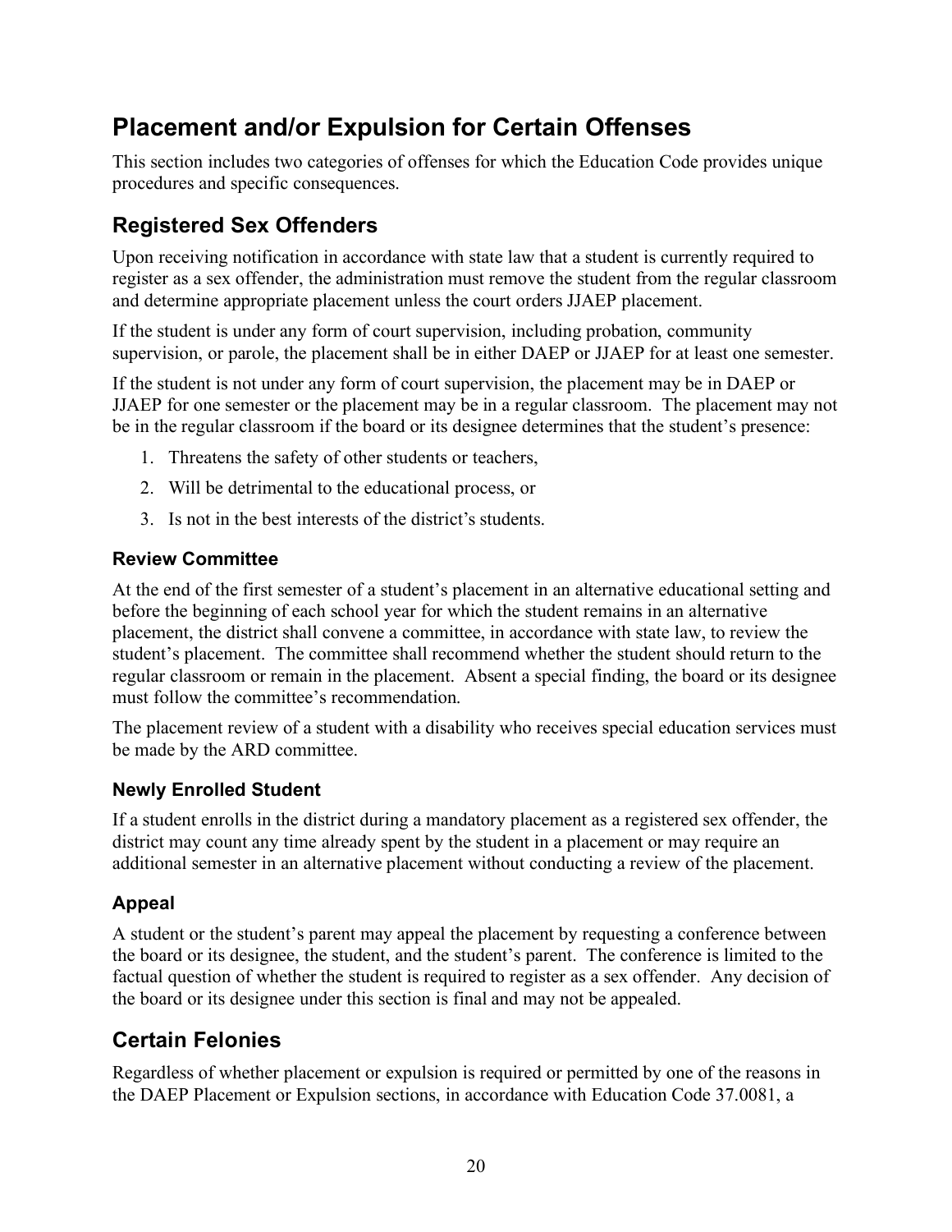# Placement and/or Expulsion for Certain Offenses

This section includes two categories of offenses for which the Education Code provides unique procedures and specific consequences.

## Registered Sex Offenders

Upon receiving notification in accordance with state law that a student is currently required to register as a sex offender, the administration must remove the student from the regular classroom and determine appropriate placement unless the court orders JJAEP placement.

If the student is under any form of court supervision, including probation, community supervision, or parole, the placement shall be in either DAEP or JJAEP for at least one semester.

If the student is not under any form of court supervision, the placement may be in DAEP or JJAEP for one semester or the placement may be in a regular classroom. The placement may not be in the regular classroom if the board or its designee determines that the student's presence:

1. Threatens the safety of other students or teachers,
2. Will be detrimental to the educational process, or
3. Is not in the best interests of the district's students.

### Review Committee

At the end of the first semester of a student's placement in an alternative educational setting and before the beginning of each school year for which the student remains in an alternative placement, the district shall convene a committee, in accordance with state law, to review the student's placement. The committee shall recommend whether the student should return to the regular classroom or remain in the placement. Absent a special finding, the board or its designee must follow the committee's recommendation.

The placement review of a student with a disability who receives special education services must be made by the ARD committee.

### Newly Enrolled Student

If a student enrolls in the district during a mandatory placement as a registered sex offender, the district may count any time already spent by the student in a placement or may require an additional semester in an alternative placement without conducting a review of the placement.

### Appeal

A student or the student's parent may appeal the placement by requesting a conference between the board or its designee, the student, and the student's parent. The conference is limited to the factual question of whether the student is required to register as a sex offender. Any decision of the board or its designee under this section is final and may not be appealed.

## Certain Felonies

Regardless of whether placement or expulsion is required or permitted by one of the reasons in the DAEP Placement or Expulsion sections, in accordance with Education Code 37.0081, a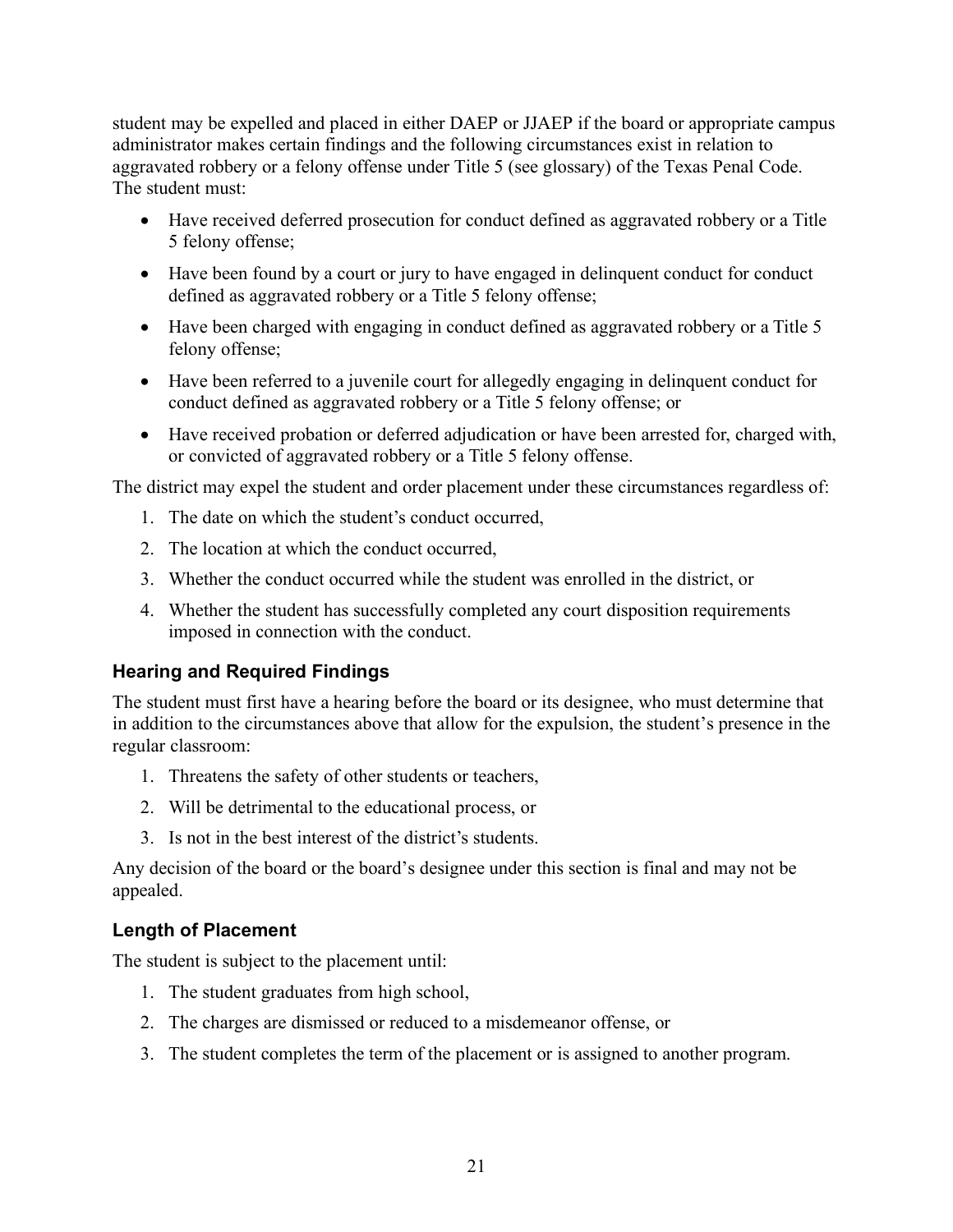student may be expelled and placed in either DAEP or JJAEP if the board or appropriate campus administrator makes certain findings and the following circumstances exist in relation to aggravated robbery or a felony offense under Title 5 (see glossary) of the Texas Penal Code. The student must:

- Have received deferred prosecution for conduct defined as aggravated robbery or a Title 5 felony offense;
- Have been found by a court or jury to have engaged in delinquent conduct for conduct defined as aggravated robbery or a Title 5 felony offense;
- Have been charged with engaging in conduct defined as aggravated robbery or a Title 5 felony offense;
- Have been referred to a juvenile court for allegedly engaging in delinquent conduct for conduct defined as aggravated robbery or a Title 5 felony offense; or
- Have received probation or deferred adjudication or have been arrested for, charged with, or convicted of aggravated robbery or a Title 5 felony offense.

The district may expel the student and order placement under these circumstances regardless of:

1. The date on which the student's conduct occurred,
2. The location at which the conduct occurred,
3. Whether the conduct occurred while the student was enrolled in the district, or
4. Whether the student has successfully completed any court disposition requirements imposed in connection with the conduct.

### Hearing and Required Findings

The student must first have a hearing before the board or its designee, who must determine that in addition to the circumstances above that allow for the expulsion, the student's presence in the regular classroom:

1. Threatens the safety of other students or teachers,
2. Will be detrimental to the educational process, or
3. Is not in the best interest of the district's students.

Any decision of the board or the board's designee under this section is final and may not be appealed.

### Length of Placement

The student is subject to the placement until:

1. The student graduates from high school,
2. The charges are dismissed or reduced to a misdemeanor offense, or
3. The student completes the term of the placement or is assigned to another program.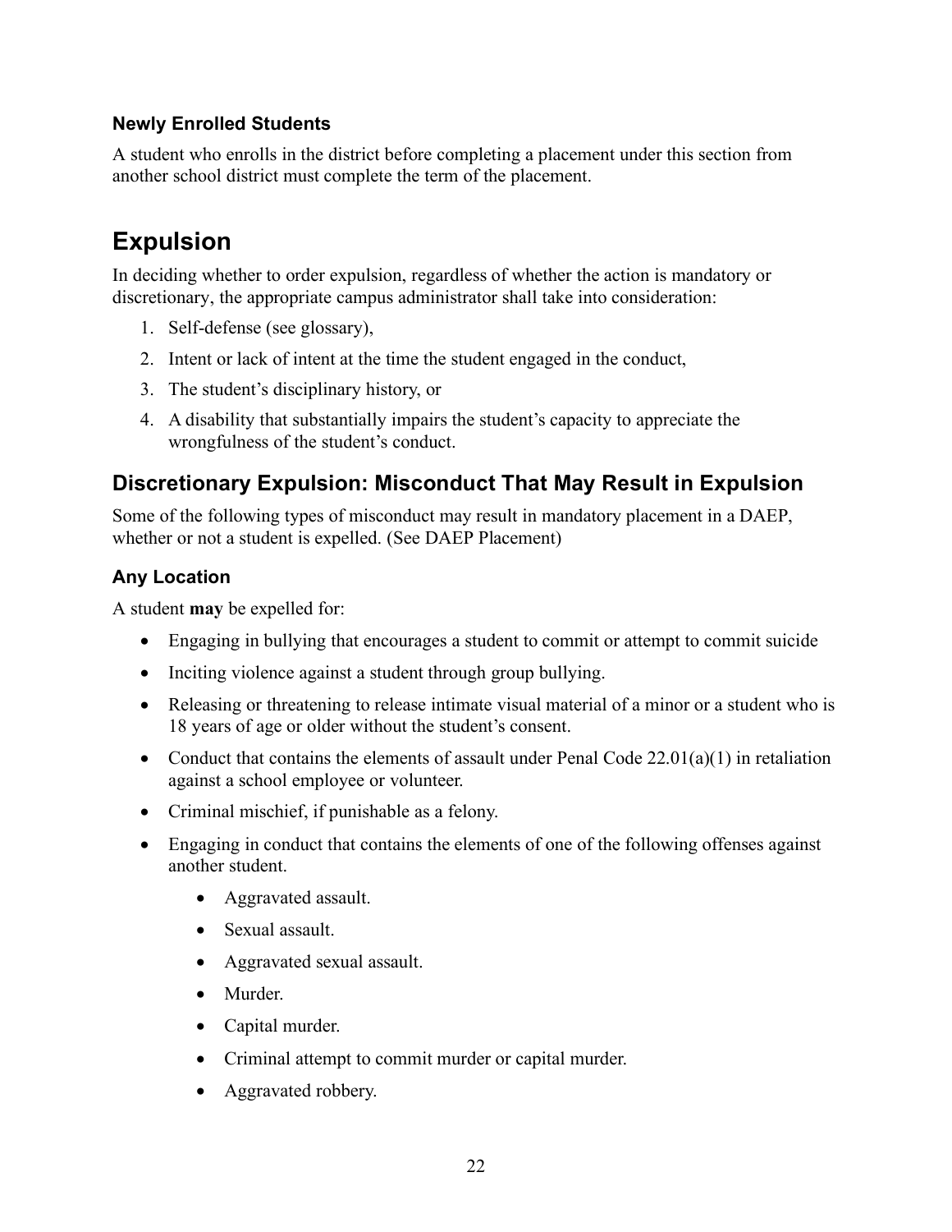### Newly Enrolled Students

A student who enrolls in the district before completing a placement under this section from another school district must complete the term of the placement.

# Expulsion

In deciding whether to order expulsion, regardless of whether the action is mandatory or discretionary, the appropriate campus administrator shall take into consideration:

1. Self-defense (see glossary),
2. Intent or lack of intent at the time the student engaged in the conduct,
3. The student's disciplinary history, or
4. A disability that substantially impairs the student's capacity to appreciate the wrongfulness of the student's conduct.

## Discretionary Expulsion: Misconduct That May Result in Expulsion

Some of the following types of misconduct may result in mandatory placement in a DAEP, whether or not a student is expelled. (See DAEP Placement)

### Any Location

A student **may** be expelled for:

- Engaging in bullying that encourages a student to commit or attempt to commit suicide
- Inciting violence against a student through group bullying.
- Releasing or threatening to release intimate visual material of a minor or a student who is 18 years of age or older without the student's consent.
- Conduct that contains the elements of assault under Penal Code 22.01(a)(1) in retaliation against a school employee or volunteer.
- Criminal mischief, if punishable as a felony.
- Engaging in conduct that contains the elements of one of the following offenses against another student.
    - Aggravated assault.
    - Sexual assault.
    - Aggravated sexual assault.
    - Murder.
    - Capital murder.
    - Criminal attempt to commit murder or capital murder.
    - Aggravated robbery.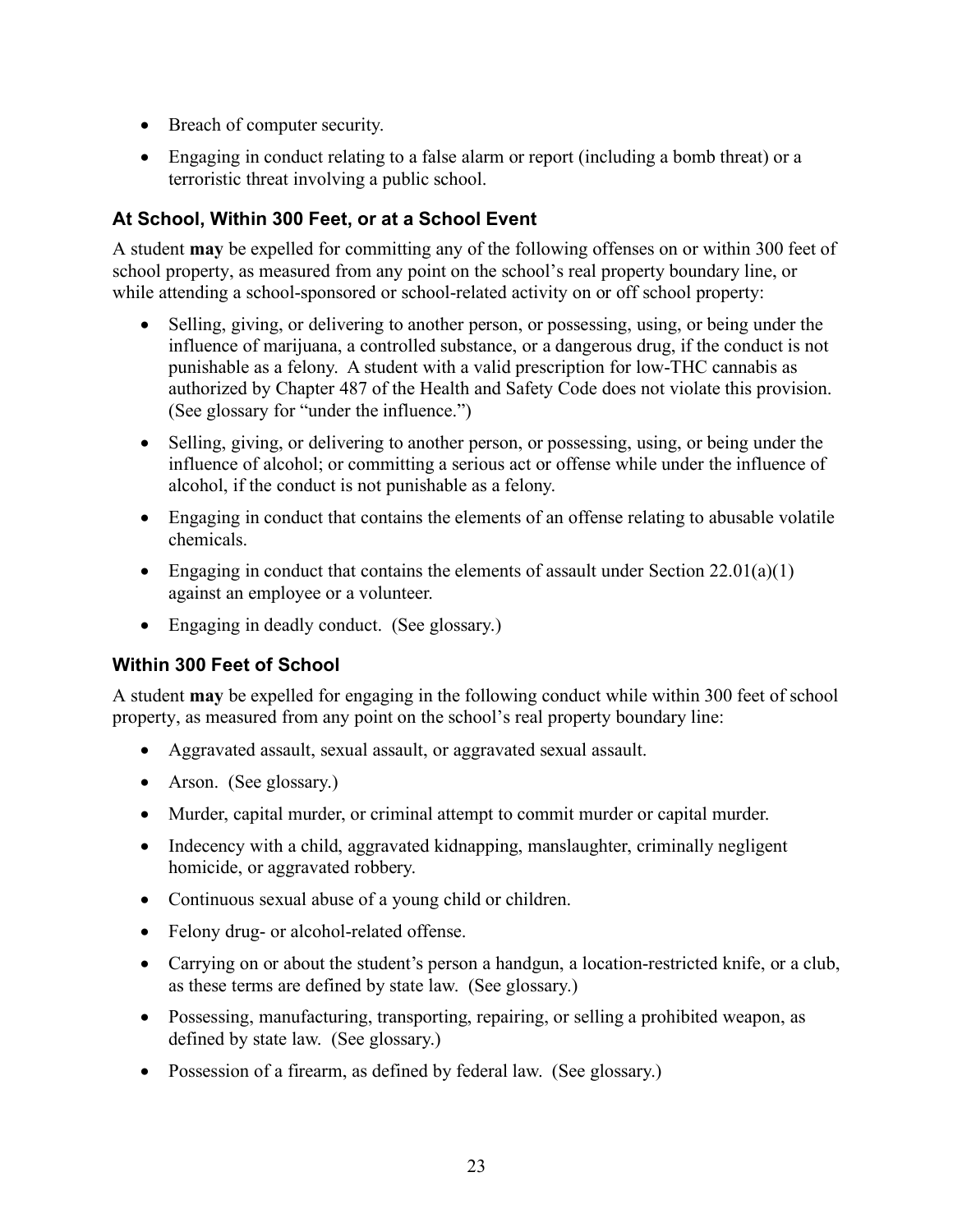- Breach of computer security.
- Engaging in conduct relating to a false alarm or report (including a bomb threat) or a terroristic threat involving a public school.

### At School, Within 300 Feet, or at a School Event

A student **may** be expelled for committing any of the following offenses on or within 300 feet of school property, as measured from any point on the school's real property boundary line, or while attending a school-sponsored or school-related activity on or off school property:

- Selling, giving, or delivering to another person, or possessing, using, or being under the influence of marijuana, a controlled substance, or a dangerous drug, if the conduct is not punishable as a felony. A student with a valid prescription for low-THC cannabis as authorized by Chapter 487 of the Health and Safety Code does not violate this provision. (See glossary for "under the influence.")
- Selling, giving, or delivering to another person, or possessing, using, or being under the influence of alcohol; or committing a serious act or offense while under the influence of alcohol, if the conduct is not punishable as a felony.
- Engaging in conduct that contains the elements of an offense relating to abusable volatile chemicals.
- Engaging in conduct that contains the elements of assault under Section 22.01(a)(1) against an employee or a volunteer.
- Engaging in deadly conduct. (See glossary.)

### Within 300 Feet of School

A student **may** be expelled for engaging in the following conduct while within 300 feet of school property, as measured from any point on the school's real property boundary line:

- Aggravated assault, sexual assault, or aggravated sexual assault.
- Arson. (See glossary.)
- Murder, capital murder, or criminal attempt to commit murder or capital murder.
- Indecency with a child, aggravated kidnapping, manslaughter, criminally negligent homicide, or aggravated robbery.
- Continuous sexual abuse of a young child or children.
- Felony drug- or alcohol-related offense.
- Carrying on or about the student's person a handgun, a location-restricted knife, or a club, as these terms are defined by state law. (See glossary.)
- Possessing, manufacturing, transporting, repairing, or selling a prohibited weapon, as defined by state law. (See glossary.)
- Possession of a firearm, as defined by federal law. (See glossary.)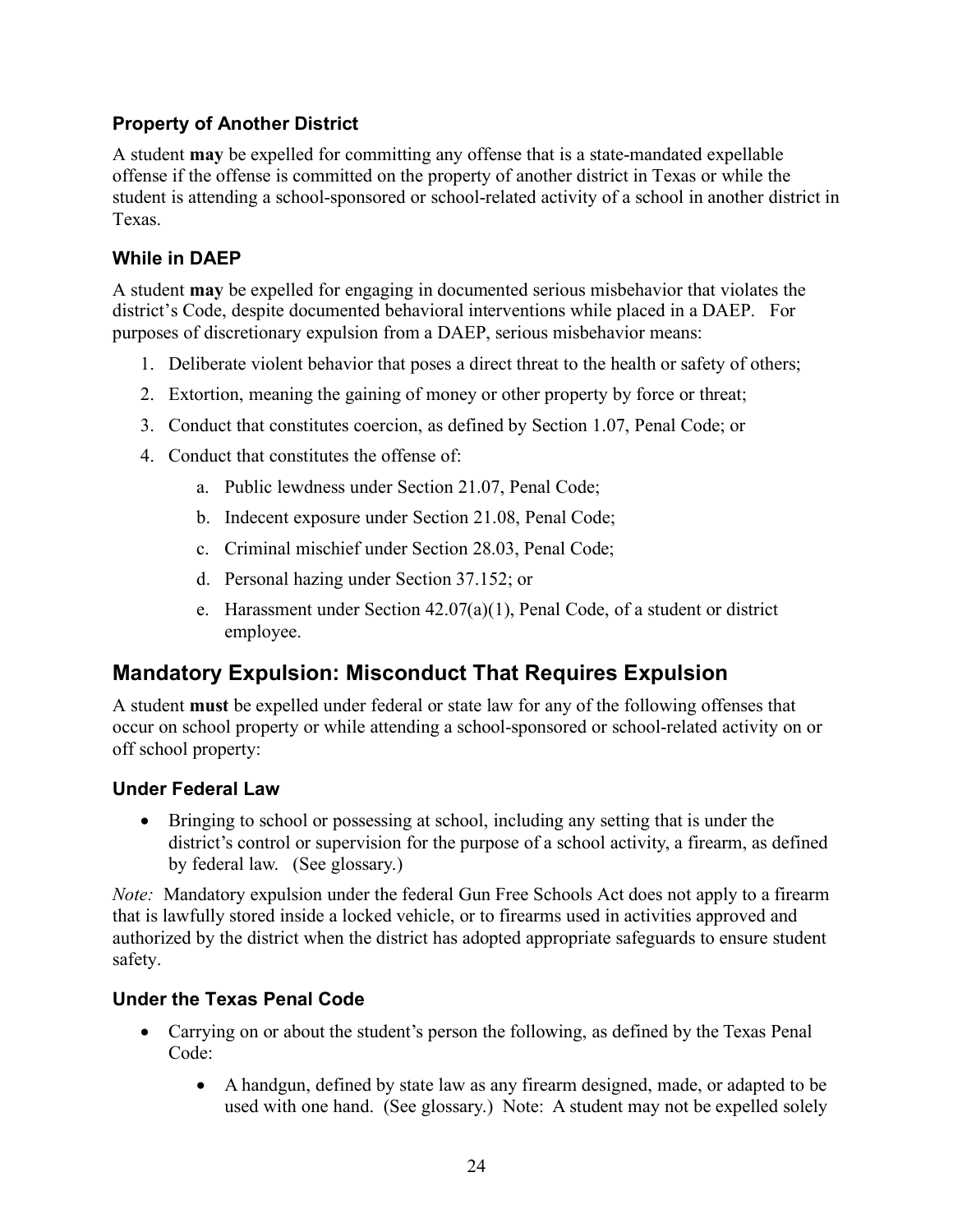### Property of Another District

A student **may** be expelled for committing any offense that is a state-mandated expellable offense if the offense is committed on the property of another district in Texas or while the student is attending a school-sponsored or school-related activity of a school in another district in Texas.

### While in DAEP

A student **may** be expelled for engaging in documented serious misbehavior that violates the district's Code, despite documented behavioral interventions while placed in a DAEP. For purposes of discretionary expulsion from a DAEP, serious misbehavior means:

1. Deliberate violent behavior that poses a direct threat to the health or safety of others;
2. Extortion, meaning the gaining of money or other property by force or threat;
3. Conduct that constitutes coercion, as defined by Section 1.07, Penal Code; or
4. Conduct that constitutes the offense of:
    a. Public lewdness under Section 21.07, Penal Code;
    b. Indecent exposure under Section 21.08, Penal Code;
    c. Criminal mischief under Section 28.03, Penal Code;
    d. Personal hazing under Section 37.152; or
    e. Harassment under Section 42.07(a)(1), Penal Code, of a student or district employee.

## Mandatory Expulsion: Misconduct That Requires Expulsion

A student **must** be expelled under federal or state law for any of the following offenses that occur on school property or while attending a school-sponsored or school-related activity on or off school property:

### Under Federal Law

- Bringing to school or possessing at school, including any setting that is under the district's control or supervision for the purpose of a school activity, a firearm, as defined by federal law. (See glossary.)

*Note:* Mandatory expulsion under the federal Gun Free Schools Act does not apply to a firearm that is lawfully stored inside a locked vehicle, or to firearms used in activities approved and authorized by the district when the district has adopted appropriate safeguards to ensure student safety.

### Under the Texas Penal Code

- Carrying on or about the student's person the following, as defined by the Texas Penal Code:
    - A handgun, defined by state law as any firearm designed, made, or adapted to be used with one hand. (See glossary.) Note: A student may not be expelled solely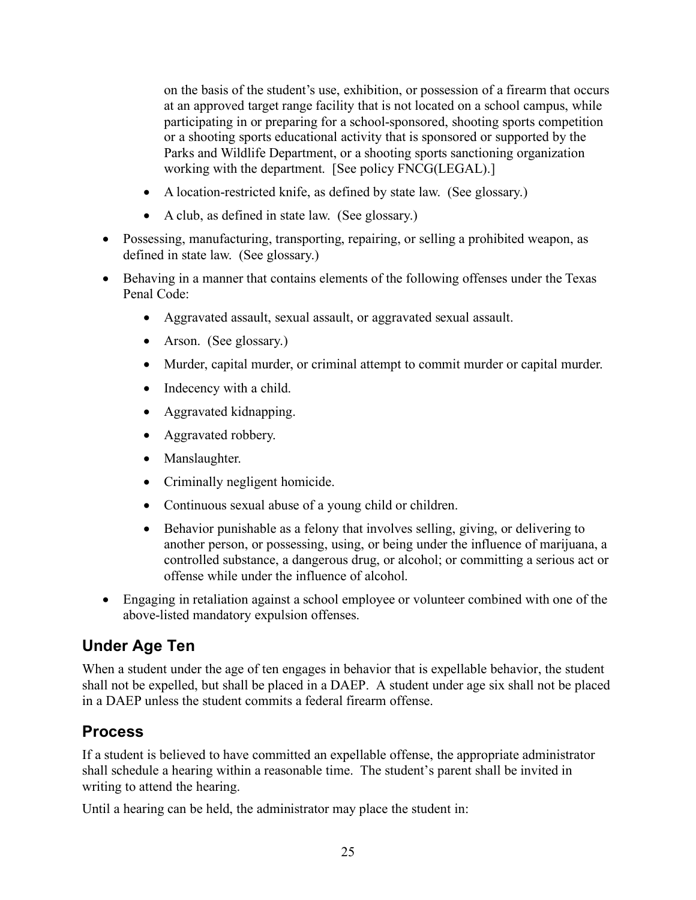on the basis of the student's use, exhibition, or possession of a firearm that occurs at an approved target range facility that is not located on a school campus, while participating in or preparing for a school-sponsored, shooting sports competition or a shooting sports educational activity that is sponsored or supported by the Parks and Wildlife Department, or a shooting sports sanctioning organization working with the department. [See policy FNCG(LEGAL).]

  - A location-restricted knife, as defined by state law. (See glossary.)
  - A club, as defined in state law. (See glossary.)

- Possessing, manufacturing, transporting, repairing, or selling a prohibited weapon, as defined in state law. (See glossary.)
- Behaving in a manner that contains elements of the following offenses under the Texas Penal Code:
  - Aggravated assault, sexual assault, or aggravated sexual assault.
  - Arson. (See glossary.)
  - Murder, capital murder, or criminal attempt to commit murder or capital murder.
  - Indecency with a child.
  - Aggravated kidnapping.
  - Aggravated robbery.
  - Manslaughter.
  - Criminally negligent homicide.
  - Continuous sexual abuse of a young child or children.
  - Behavior punishable as a felony that involves selling, giving, or delivering to another person, or possessing, using, or being under the influence of marijuana, a controlled substance, a dangerous drug, or alcohol; or committing a serious act or offense while under the influence of alcohol.
- Engaging in retaliation against a school employee or volunteer combined with one of the above-listed mandatory expulsion offenses.

## Under Age Ten

When a student under the age of ten engages in behavior that is expellable behavior, the student shall not be expelled, but shall be placed in a DAEP. A student under age six shall not be placed in a DAEP unless the student commits a federal firearm offense.

## Process

If a student is believed to have committed an expellable offense, the appropriate administrator shall schedule a hearing within a reasonable time. The student's parent shall be invited in writing to attend the hearing.

Until a hearing can be held, the administrator may place the student in: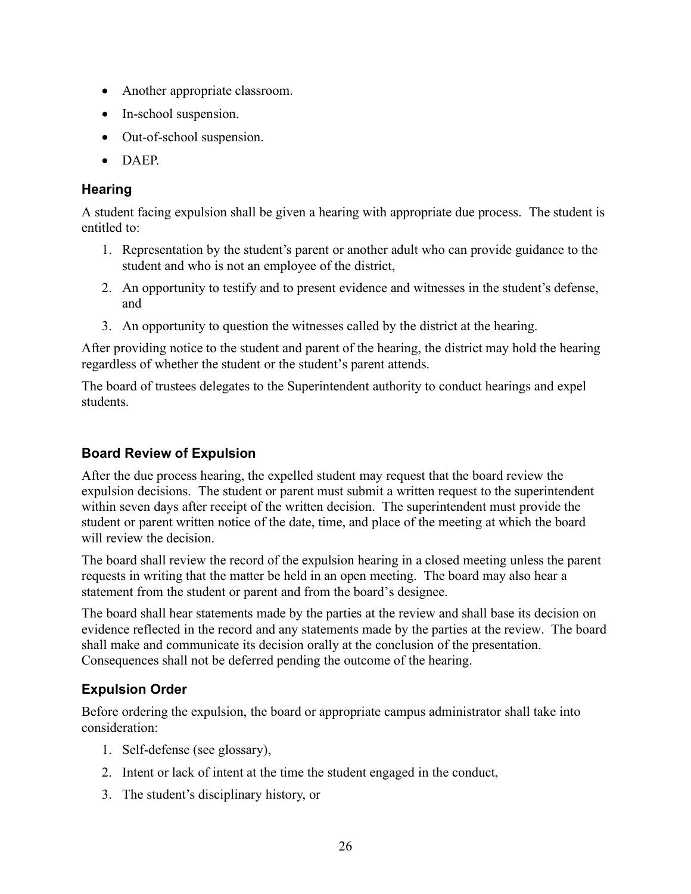- Another appropriate classroom.
- In-school suspension.
- Out-of-school suspension.
- DAEP.

### Hearing

A student facing expulsion shall be given a hearing with appropriate due process. The student is entitled to:

1. Representation by the student's parent or another adult who can provide guidance to the student and who is not an employee of the district,
2. An opportunity to testify and to present evidence and witnesses in the student's defense, and
3. An opportunity to question the witnesses called by the district at the hearing.

After providing notice to the student and parent of the hearing, the district may hold the hearing regardless of whether the student or the student's parent attends.

The board of trustees delegates to the Superintendent authority to conduct hearings and expel students.

### Board Review of Expulsion

After the due process hearing, the expelled student may request that the board review the expulsion decisions. The student or parent must submit a written request to the superintendent within seven days after receipt of the written decision. The superintendent must provide the student or parent written notice of the date, time, and place of the meeting at which the board will review the decision.

The board shall review the record of the expulsion hearing in a closed meeting unless the parent requests in writing that the matter be held in an open meeting. The board may also hear a statement from the student or parent and from the board's designee.

The board shall hear statements made by the parties at the review and shall base its decision on evidence reflected in the record and any statements made by the parties at the review. The board shall make and communicate its decision orally at the conclusion of the presentation. Consequences shall not be deferred pending the outcome of the hearing.

### Expulsion Order

Before ordering the expulsion, the board or appropriate campus administrator shall take into consideration:

1. Self-defense (see glossary),
2. Intent or lack of intent at the time the student engaged in the conduct,
3. The student's disciplinary history, or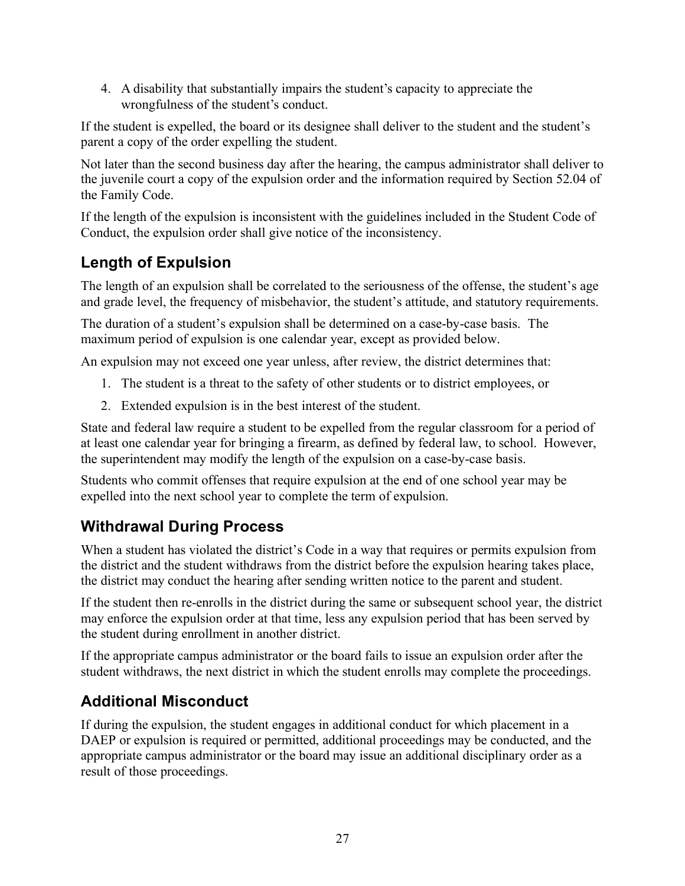4. A disability that substantially impairs the student's capacity to appreciate the wrongfulness of the student's conduct.

If the student is expelled, the board or its designee shall deliver to the student and the student's parent a copy of the order expelling the student.

Not later than the second business day after the hearing, the campus administrator shall deliver to the juvenile court a copy of the expulsion order and the information required by Section 52.04 of the Family Code.

If the length of the expulsion is inconsistent with the guidelines included in the Student Code of Conduct, the expulsion order shall give notice of the inconsistency.

## Length of Expulsion

The length of an expulsion shall be correlated to the seriousness of the offense, the student's age and grade level, the frequency of misbehavior, the student's attitude, and statutory requirements.

The duration of a student's expulsion shall be determined on a case-by-case basis. The maximum period of expulsion is one calendar year, except as provided below.

An expulsion may not exceed one year unless, after review, the district determines that:

1. The student is a threat to the safety of other students or to district employees, or
2. Extended expulsion is in the best interest of the student.

State and federal law require a student to be expelled from the regular classroom for a period of at least one calendar year for bringing a firearm, as defined by federal law, to school. However, the superintendent may modify the length of the expulsion on a case-by-case basis.

Students who commit offenses that require expulsion at the end of one school year may be expelled into the next school year to complete the term of expulsion.

## Withdrawal During Process

When a student has violated the district's Code in a way that requires or permits expulsion from the district and the student withdraws from the district before the expulsion hearing takes place, the district may conduct the hearing after sending written notice to the parent and student.

If the student then re-enrolls in the district during the same or subsequent school year, the district may enforce the expulsion order at that time, less any expulsion period that has been served by the student during enrollment in another district.

If the appropriate campus administrator or the board fails to issue an expulsion order after the student withdraws, the next district in which the student enrolls may complete the proceedings.

## Additional Misconduct

If during the expulsion, the student engages in additional conduct for which placement in a DAEP or expulsion is required or permitted, additional proceedings may be conducted, and the appropriate campus administrator or the board may issue an additional disciplinary order as a result of those proceedings.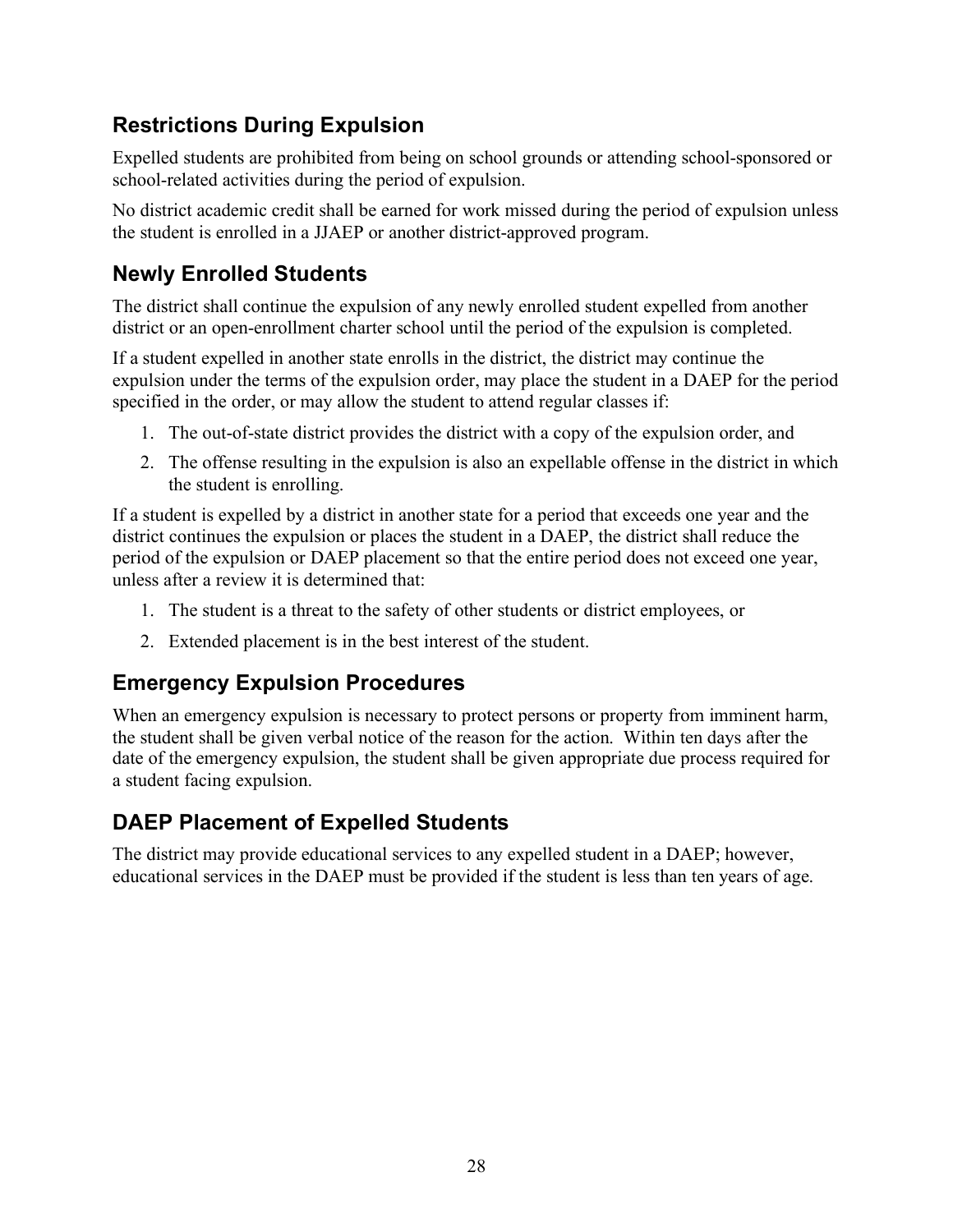## Restrictions During Expulsion

Expelled students are prohibited from being on school grounds or attending school-sponsored or school-related activities during the period of expulsion.

No district academic credit shall be earned for work missed during the period of expulsion unless the student is enrolled in a JJAEP or another district-approved program.

## Newly Enrolled Students

The district shall continue the expulsion of any newly enrolled student expelled from another district or an open-enrollment charter school until the period of the expulsion is completed.

If a student expelled in another state enrolls in the district, the district may continue the expulsion under the terms of the expulsion order, may place the student in a DAEP for the period specified in the order, or may allow the student to attend regular classes if:

1. The out-of-state district provides the district with a copy of the expulsion order, and
2. The offense resulting in the expulsion is also an expellable offense in the district in which the student is enrolling.

If a student is expelled by a district in another state for a period that exceeds one year and the district continues the expulsion or places the student in a DAEP, the district shall reduce the period of the expulsion or DAEP placement so that the entire period does not exceed one year, unless after a review it is determined that:

1. The student is a threat to the safety of other students or district employees, or
2. Extended placement is in the best interest of the student.

## Emergency Expulsion Procedures

When an emergency expulsion is necessary to protect persons or property from imminent harm, the student shall be given verbal notice of the reason for the action. Within ten days after the date of the emergency expulsion, the student shall be given appropriate due process required for a student facing expulsion.

## DAEP Placement of Expelled Students

The district may provide educational services to any expelled student in a DAEP; however, educational services in the DAEP must be provided if the student is less than ten years of age.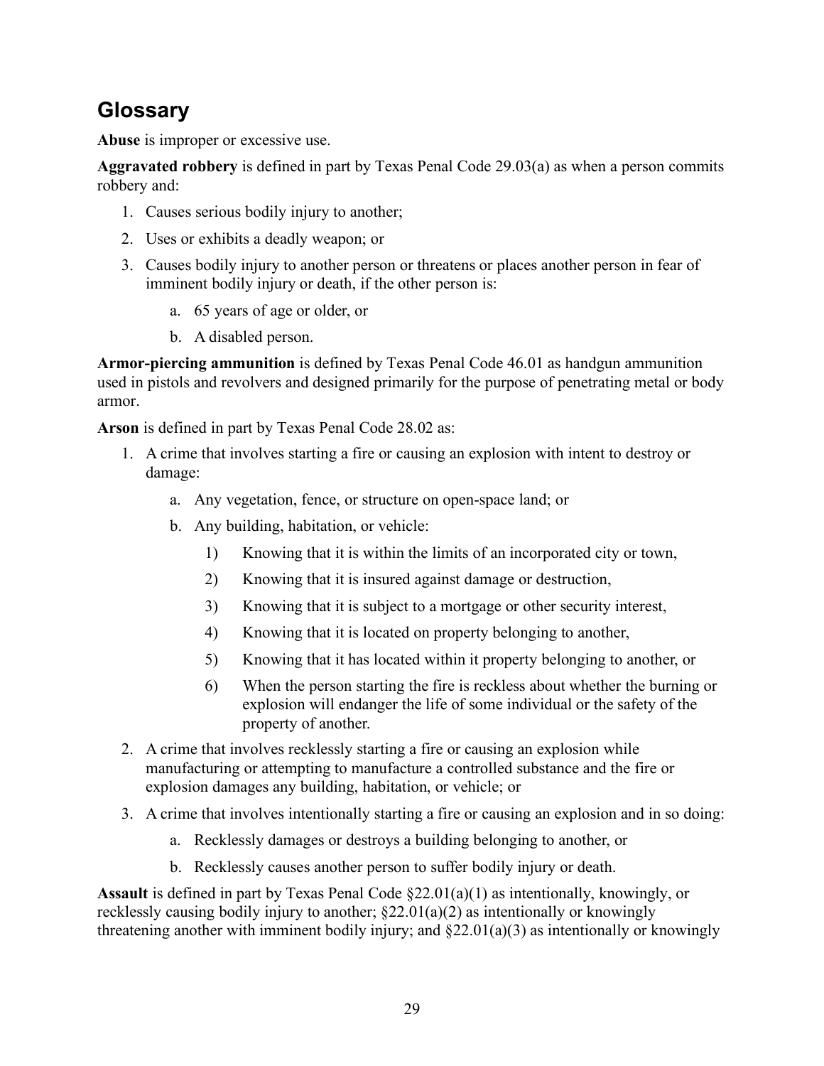## Glossary

**Abuse** is improper or excessive use.

**Aggravated robbery** is defined in part by Texas Penal Code 29.03(a) as when a person commits robbery and:

1. Causes serious bodily injury to another;
2. Uses or exhibits a deadly weapon; or
3. Causes bodily injury to another person or threatens or places another person in fear of imminent bodily injury or death, if the other person is:
    a. 65 years of age or older, or
    b. A disabled person.

**Armor-piercing ammunition** is defined by Texas Penal Code 46.01 as handgun ammunition used in pistols and revolvers and designed primarily for the purpose of penetrating metal or body armor.

**Arson** is defined in part by Texas Penal Code 28.02 as:

1. A crime that involves starting a fire or causing an explosion with intent to destroy or damage:
    a. Any vegetation, fence, or structure on open-space land; or
    b. Any building, habitation, or vehicle:
        1) Knowing that it is within the limits of an incorporated city or town,
        2) Knowing that it is insured against damage or destruction,
        3) Knowing that it is subject to a mortgage or other security interest,
        4) Knowing that it is located on property belonging to another,
        5) Knowing that it has located within it property belonging to another, or
        6) When the person starting the fire is reckless about whether the burning or explosion will endanger the life of some individual or the safety of the property of another.
2. A crime that involves recklessly starting a fire or causing an explosion while manufacturing or attempting to manufacture a controlled substance and the fire or explosion damages any building, habitation, or vehicle; or
3. A crime that involves intentionally starting a fire or causing an explosion and in so doing:
    a. Recklessly damages or destroys a building belonging to another, or
    b. Recklessly causes another person to suffer bodily injury or death.

**Assault** is defined in part by Texas Penal Code §22.01(a)(1) as intentionally, knowingly, or recklessly causing bodily injury to another; §22.01(a)(2) as intentionally or knowingly threatening another with imminent bodily injury; and §22.01(a)(3) as intentionally or knowingly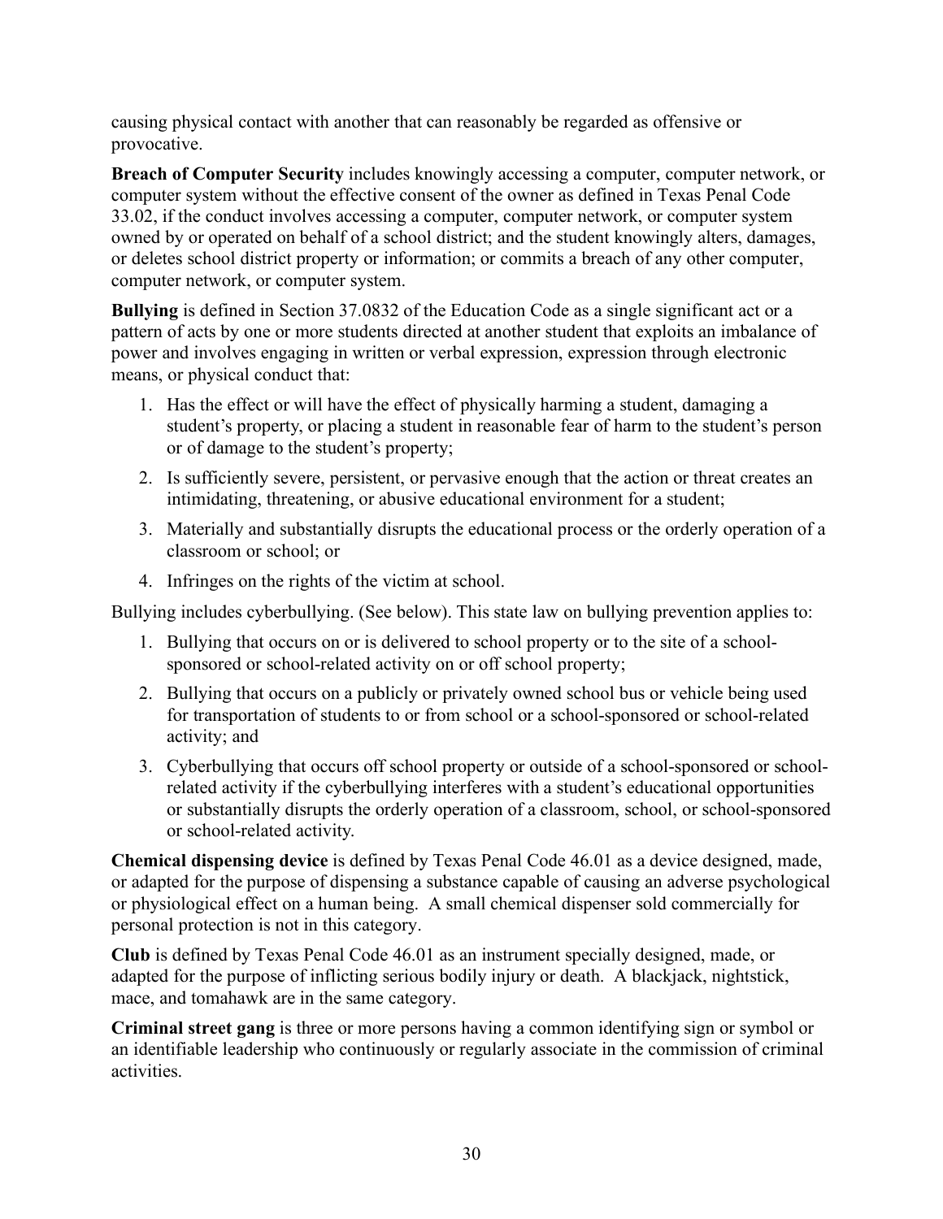causing physical contact with another that can reasonably be regarded as offensive or provocative.

**Breach of Computer Security** includes knowingly accessing a computer, computer network, or computer system without the effective consent of the owner as defined in Texas Penal Code 33.02, if the conduct involves accessing a computer, computer network, or computer system owned by or operated on behalf of a school district; and the student knowingly alters, damages, or deletes school district property or information; or commits a breach of any other computer, computer network, or computer system.

**Bullying** is defined in Section 37.0832 of the Education Code as a single significant act or a pattern of acts by one or more students directed at another student that exploits an imbalance of power and involves engaging in written or verbal expression, expression through electronic means, or physical conduct that:

1. Has the effect or will have the effect of physically harming a student, damaging a student's property, or placing a student in reasonable fear of harm to the student's person or of damage to the student's property;
2. Is sufficiently severe, persistent, or pervasive enough that the action or threat creates an intimidating, threatening, or abusive educational environment for a student;
3. Materially and substantially disrupts the educational process or the orderly operation of a classroom or school; or
4. Infringes on the rights of the victim at school.

Bullying includes cyberbullying. (See below). This state law on bullying prevention applies to:

1. Bullying that occurs on or is delivered to school property or to the site of a school-sponsored or school-related activity on or off school property;
2. Bullying that occurs on a publicly or privately owned school bus or vehicle being used for transportation of students to or from school or a school-sponsored or school-related activity; and
3. Cyberbullying that occurs off school property or outside of a school-sponsored or school-related activity if the cyberbullying interferes with a student's educational opportunities or substantially disrupts the orderly operation of a classroom, school, or school-sponsored or school-related activity.

**Chemical dispensing device** is defined by Texas Penal Code 46.01 as a device designed, made, or adapted for the purpose of dispensing a substance capable of causing an adverse psychological or physiological effect on a human being. A small chemical dispenser sold commercially for personal protection is not in this category.

**Club** is defined by Texas Penal Code 46.01 as an instrument specially designed, made, or adapted for the purpose of inflicting serious bodily injury or death. A blackjack, nightstick, mace, and tomahawk are in the same category.

**Criminal street gang** is three or more persons having a common identifying sign or symbol or an identifiable leadership who continuously or regularly associate in the commission of criminal activities.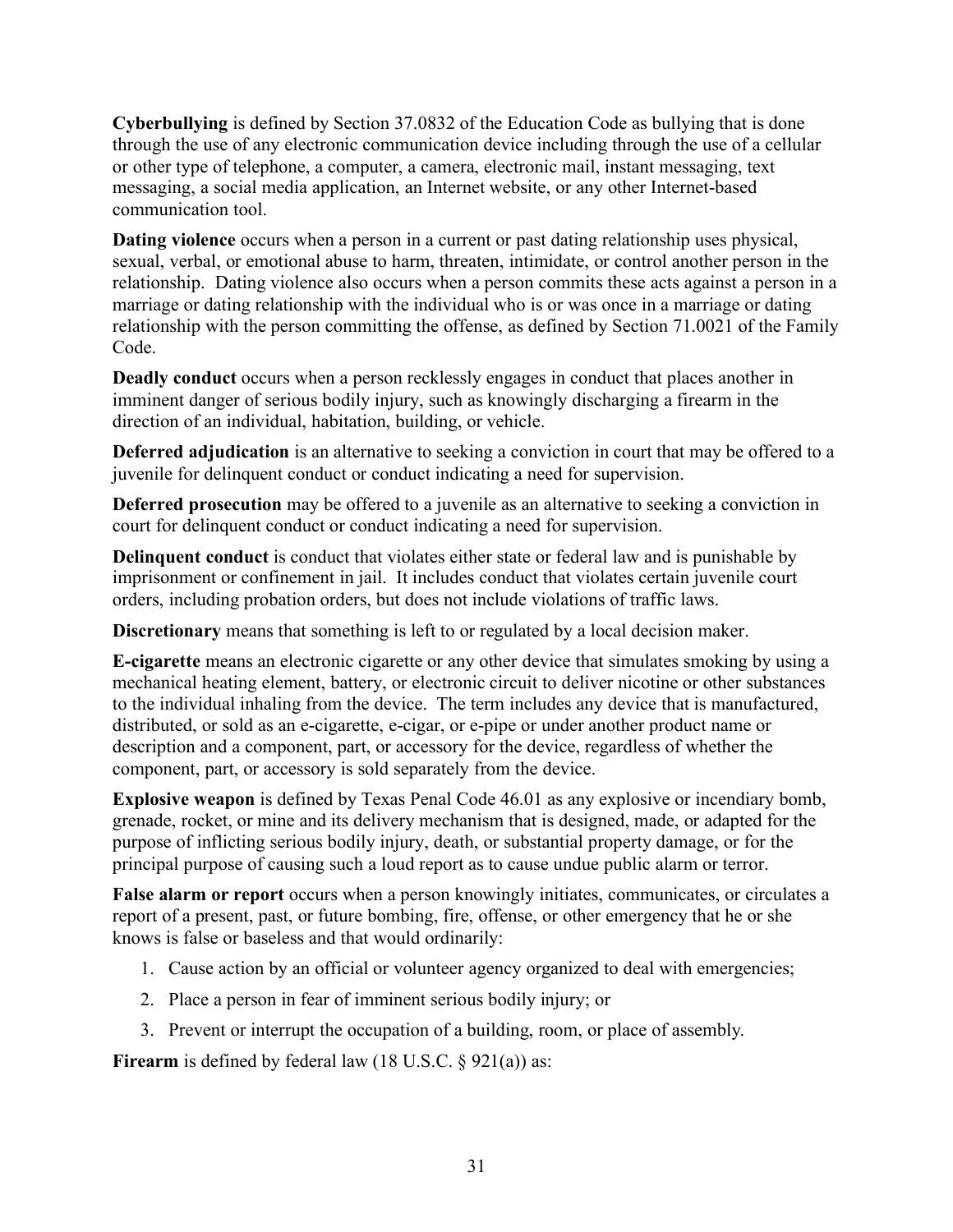**Cyberbullying** is defined by Section 37.0832 of the Education Code as bullying that is done through the use of any electronic communication device including through the use of a cellular or other type of telephone, a computer, a camera, electronic mail, instant messaging, text messaging, a social media application, an Internet website, or any other Internet-based communication tool.

**Dating violence** occurs when a person in a current or past dating relationship uses physical, sexual, verbal, or emotional abuse to harm, threaten, intimidate, or control another person in the relationship. Dating violence also occurs when a person commits these acts against a person in a marriage or dating relationship with the individual who is or was once in a marriage or dating relationship with the person committing the offense, as defined by Section 71.0021 of the Family Code.

**Deadly conduct** occurs when a person recklessly engages in conduct that places another in imminent danger of serious bodily injury, such as knowingly discharging a firearm in the direction of an individual, habitation, building, or vehicle.

**Deferred adjudication** is an alternative to seeking a conviction in court that may be offered to a juvenile for delinquent conduct or conduct indicating a need for supervision.

**Deferred prosecution** may be offered to a juvenile as an alternative to seeking a conviction in court for delinquent conduct or conduct indicating a need for supervision.

**Delinquent conduct** is conduct that violates either state or federal law and is punishable by imprisonment or confinement in jail. It includes conduct that violates certain juvenile court orders, including probation orders, but does not include violations of traffic laws.

**Discretionary** means that something is left to or regulated by a local decision maker.

**E-cigarette** means an electronic cigarette or any other device that simulates smoking by using a mechanical heating element, battery, or electronic circuit to deliver nicotine or other substances to the individual inhaling from the device. The term includes any device that is manufactured, distributed, or sold as an e-cigarette, e-cigar, or e-pipe or under another product name or description and a component, part, or accessory for the device, regardless of whether the component, part, or accessory is sold separately from the device.

**Explosive weapon** is defined by Texas Penal Code 46.01 as any explosive or incendiary bomb, grenade, rocket, or mine and its delivery mechanism that is designed, made, or adapted for the purpose of inflicting serious bodily injury, death, or substantial property damage, or for the principal purpose of causing such a loud report as to cause undue public alarm or terror.

**False alarm or report** occurs when a person knowingly initiates, communicates, or circulates a report of a present, past, or future bombing, fire, offense, or other emergency that he or she knows is false or baseless and that would ordinarily:

1. Cause action by an official or volunteer agency organized to deal with emergencies;
2. Place a person in fear of imminent serious bodily injury; or
3. Prevent or interrupt the occupation of a building, room, or place of assembly.

**Firearm** is defined by federal law (18 U.S.C. § 921(a)) as: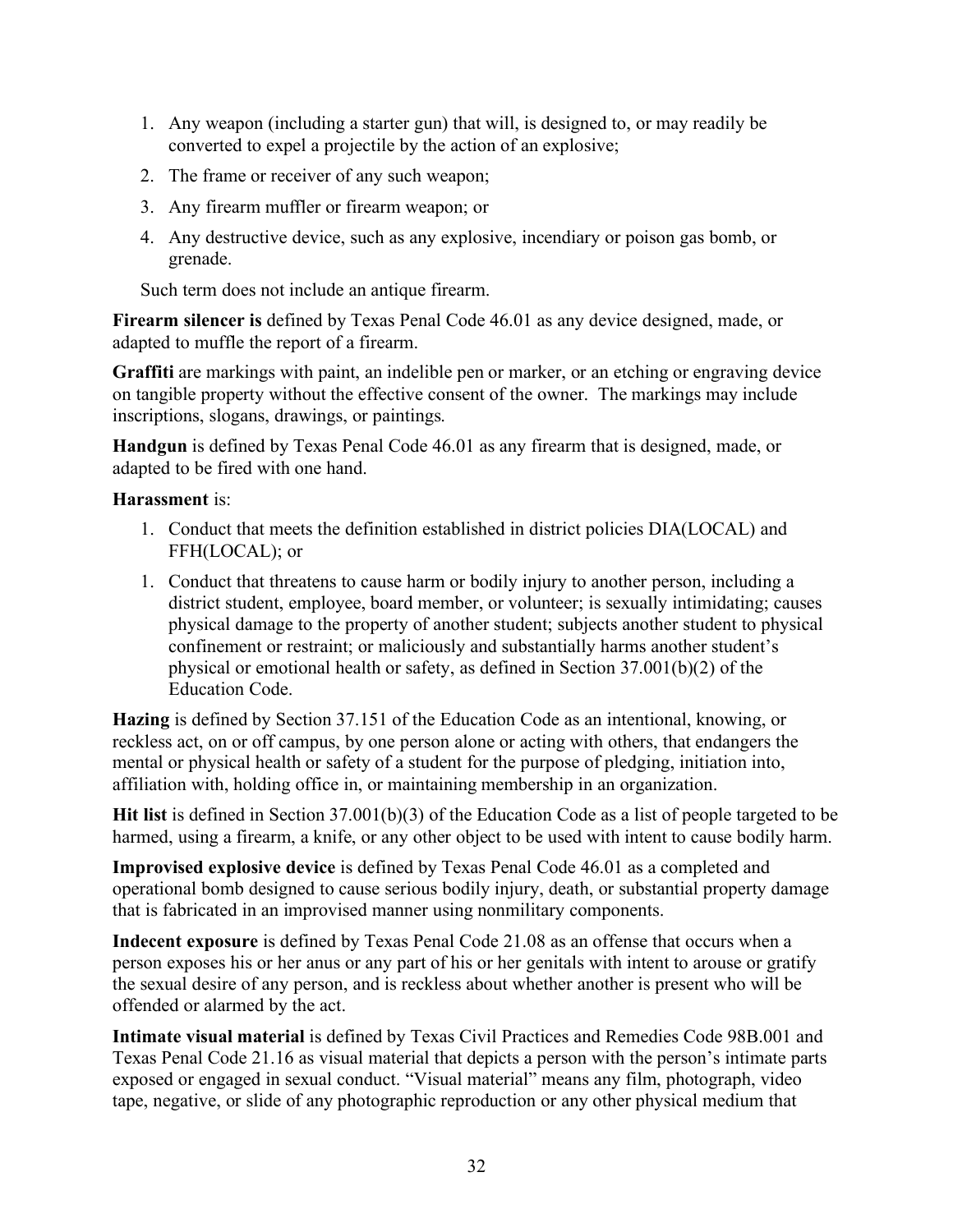1. Any weapon (including a starter gun) that will, is designed to, or may readily be converted to expel a projectile by the action of an explosive;
2. The frame or receiver of any such weapon;
3. Any firearm muffler or firearm weapon; or
4. Any destructive device, such as any explosive, incendiary or poison gas bomb, or grenade.

Such term does not include an antique firearm.

**Firearm silencer is** defined by Texas Penal Code 46.01 as any device designed, made, or adapted to muffle the report of a firearm.

**Graffiti** are markings with paint, an indelible pen or marker, or an etching or engraving device on tangible property without the effective consent of the owner. The markings may include inscriptions, slogans, drawings, or paintings.

**Handgun** is defined by Texas Penal Code 46.01 as any firearm that is designed, made, or adapted to be fired with one hand.

**Harassment** is:

1. Conduct that meets the definition established in district policies DIA(LOCAL) and FFH(LOCAL); or
1. Conduct that threatens to cause harm or bodily injury to another person, including a district student, employee, board member, or volunteer; is sexually intimidating; causes physical damage to the property of another student; subjects another student to physical confinement or restraint; or maliciously and substantially harms another student's physical or emotional health or safety, as defined in Section 37.001(b)(2) of the Education Code.

**Hazing** is defined by Section 37.151 of the Education Code as an intentional, knowing, or reckless act, on or off campus, by one person alone or acting with others, that endangers the mental or physical health or safety of a student for the purpose of pledging, initiation into, affiliation with, holding office in, or maintaining membership in an organization.

**Hit list** is defined in Section 37.001(b)(3) of the Education Code as a list of people targeted to be harmed, using a firearm, a knife, or any other object to be used with intent to cause bodily harm.

**Improvised explosive device** is defined by Texas Penal Code 46.01 as a completed and operational bomb designed to cause serious bodily injury, death, or substantial property damage that is fabricated in an improvised manner using nonmilitary components.

**Indecent exposure** is defined by Texas Penal Code 21.08 as an offense that occurs when a person exposes his or her anus or any part of his or her genitals with intent to arouse or gratify the sexual desire of any person, and is reckless about whether another is present who will be offended or alarmed by the act.

**Intimate visual material** is defined by Texas Civil Practices and Remedies Code 98B.001 and Texas Penal Code 21.16 as visual material that depicts a person with the person's intimate parts exposed or engaged in sexual conduct. "Visual material" means any film, photograph, video tape, negative, or slide of any photographic reproduction or any other physical medium that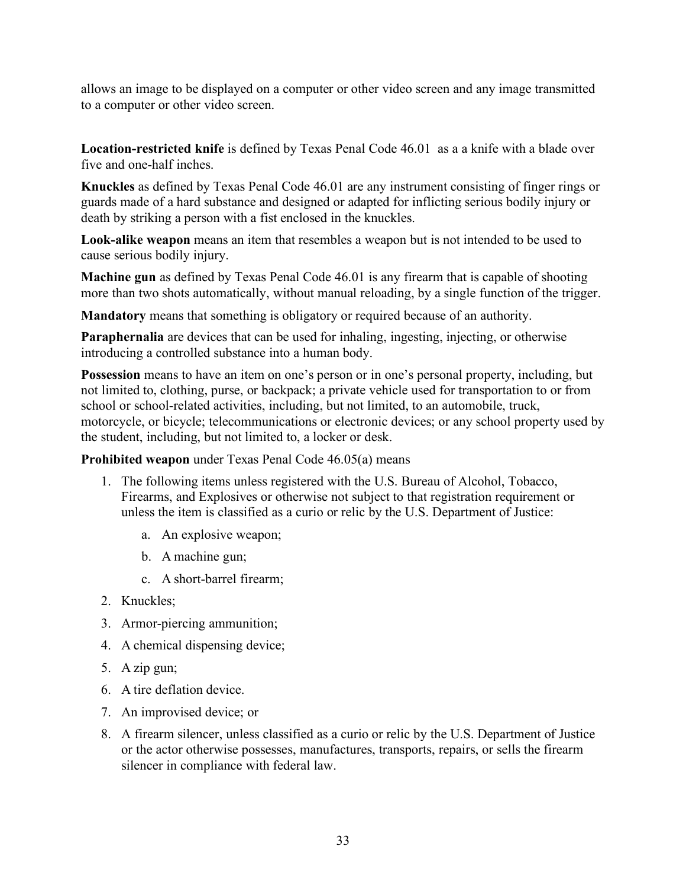allows an image to be displayed on a computer or other video screen and any image transmitted to a computer or other video screen.

**Location-restricted knife** is defined by Texas Penal Code 46.01 as a a knife with a blade over five and one-half inches.

**Knuckles** as defined by Texas Penal Code 46.01 are any instrument consisting of finger rings or guards made of a hard substance and designed or adapted for inflicting serious bodily injury or death by striking a person with a fist enclosed in the knuckles.

**Look-alike weapon** means an item that resembles a weapon but is not intended to be used to cause serious bodily injury.

**Machine gun** as defined by Texas Penal Code 46.01 is any firearm that is capable of shooting more than two shots automatically, without manual reloading, by a single function of the trigger.

**Mandatory** means that something is obligatory or required because of an authority.

**Paraphernalia** are devices that can be used for inhaling, ingesting, injecting, or otherwise introducing a controlled substance into a human body.

**Possession** means to have an item on one's person or in one's personal property, including, but not limited to, clothing, purse, or backpack; a private vehicle used for transportation to or from school or school-related activities, including, but not limited, to an automobile, truck, motorcycle, or bicycle; telecommunications or electronic devices; or any school property used by the student, including, but not limited to, a locker or desk.

**Prohibited weapon** under Texas Penal Code 46.05(a) means

1. The following items unless registered with the U.S. Bureau of Alcohol, Tobacco, Firearms, and Explosives or otherwise not subject to that registration requirement or unless the item is classified as a curio or relic by the U.S. Department of Justice:
   a. An explosive weapon;
   b. A machine gun;
   c. A short-barrel firearm;
2. Knuckles;
3. Armor-piercing ammunition;
4. A chemical dispensing device;
5. A zip gun;
6. A tire deflation device.
7. An improvised device; or
8. A firearm silencer, unless classified as a curio or relic by the U.S. Department of Justice or the actor otherwise possesses, manufactures, transports, repairs, or sells the firearm silencer in compliance with federal law.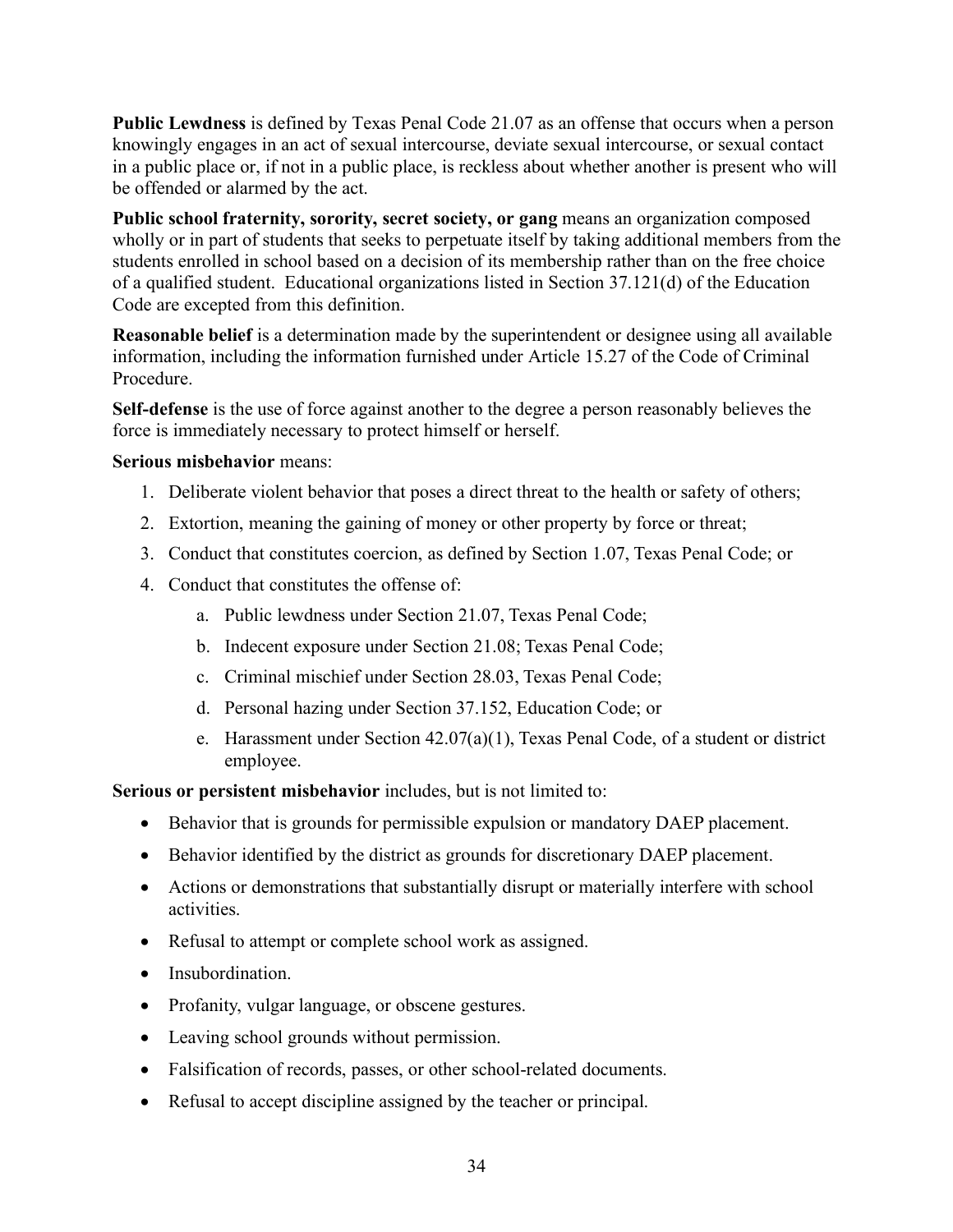**Public Lewdness** is defined by Texas Penal Code 21.07 as an offense that occurs when a person knowingly engages in an act of sexual intercourse, deviate sexual intercourse, or sexual contact in a public place or, if not in a public place, is reckless about whether another is present who will be offended or alarmed by the act.

**Public school fraternity, sorority, secret society, or gang** means an organization composed wholly or in part of students that seeks to perpetuate itself by taking additional members from the students enrolled in school based on a decision of its membership rather than on the free choice of a qualified student. Educational organizations listed in Section 37.121(d) of the Education Code are excepted from this definition.

**Reasonable belief** is a determination made by the superintendent or designee using all available information, including the information furnished under Article 15.27 of the Code of Criminal Procedure.

**Self-defense** is the use of force against another to the degree a person reasonably believes the force is immediately necessary to protect himself or herself.

**Serious misbehavior** means:

1. Deliberate violent behavior that poses a direct threat to the health or safety of others;
2. Extortion, meaning the gaining of money or other property by force or threat;
3. Conduct that constitutes coercion, as defined by Section 1.07, Texas Penal Code; or
4. Conduct that constitutes the offense of:
   a. Public lewdness under Section 21.07, Texas Penal Code;
   b. Indecent exposure under Section 21.08; Texas Penal Code;
   c. Criminal mischief under Section 28.03, Texas Penal Code;
   d. Personal hazing under Section 37.152, Education Code; or
   e. Harassment under Section 42.07(a)(1), Texas Penal Code, of a student or district employee.

**Serious or persistent misbehavior** includes, but is not limited to:

- Behavior that is grounds for permissible expulsion or mandatory DAEP placement.
- Behavior identified by the district as grounds for discretionary DAEP placement.
- Actions or demonstrations that substantially disrupt or materially interfere with school activities.
- Refusal to attempt or complete school work as assigned.
- Insubordination.
- Profanity, vulgar language, or obscene gestures.
- Leaving school grounds without permission.
- Falsification of records, passes, or other school-related documents.
- Refusal to accept discipline assigned by the teacher or principal.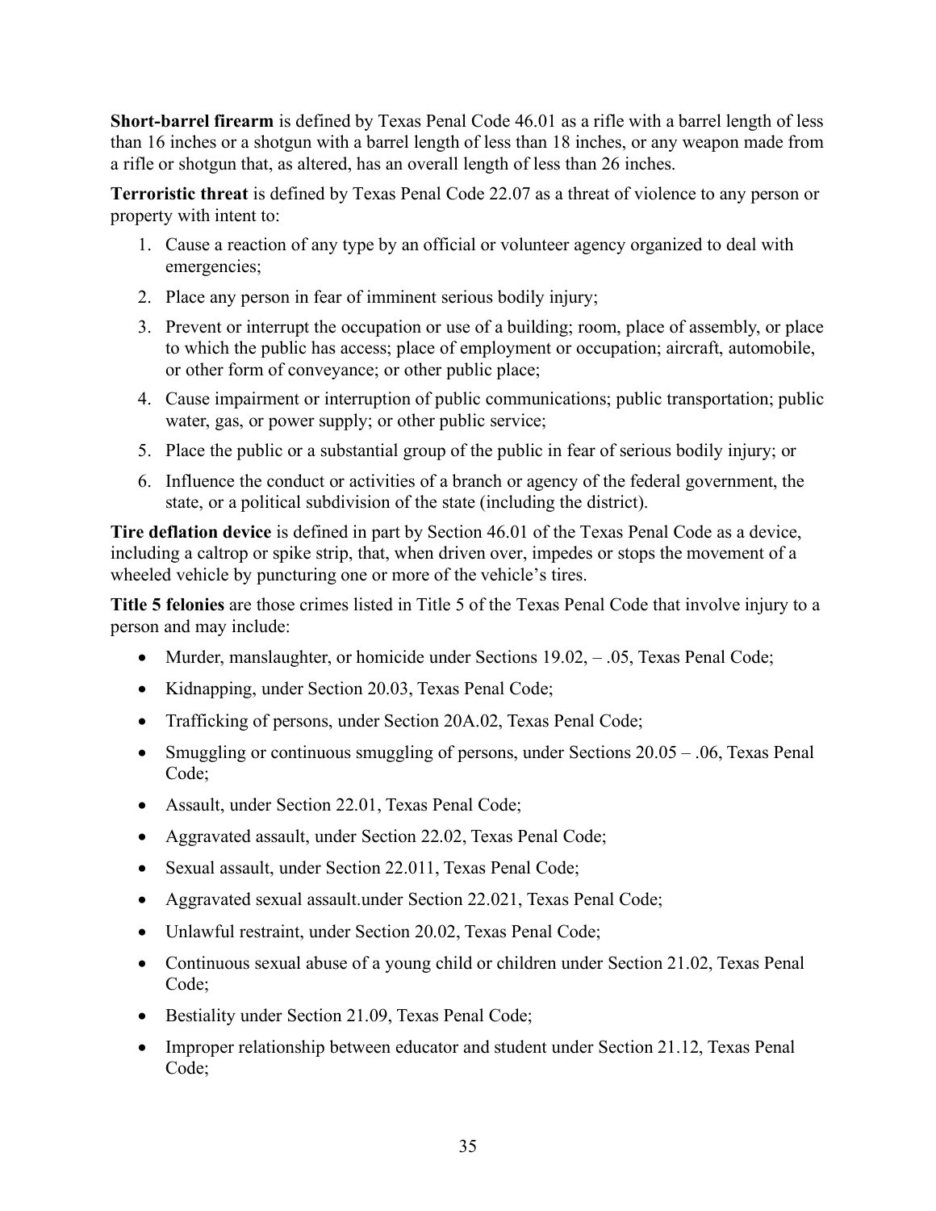**Short-barrel firearm** is defined by Texas Penal Code 46.01 as a rifle with a barrel length of less than 16 inches or a shotgun with a barrel length of less than 18 inches, or any weapon made from a rifle or shotgun that, as altered, has an overall length of less than 26 inches.

**Terroristic threat** is defined by Texas Penal Code 22.07 as a threat of violence to any person or property with intent to:

1. Cause a reaction of any type by an official or volunteer agency organized to deal with emergencies;
2. Place any person in fear of imminent serious bodily injury;
3. Prevent or interrupt the occupation or use of a building; room, place of assembly, or place to which the public has access; place of employment or occupation; aircraft, automobile, or other form of conveyance; or other public place;
4. Cause impairment or interruption of public communications; public transportation; public water, gas, or power supply; or other public service;
5. Place the public or a substantial group of the public in fear of serious bodily injury; or
6. Influence the conduct or activities of a branch or agency of the federal government, the state, or a political subdivision of the state (including the district).

**Tire deflation device** is defined in part by Section 46.01 of the Texas Penal Code as a device, including a caltrop or spike strip, that, when driven over, impedes or stops the movement of a wheeled vehicle by puncturing one or more of the vehicle's tires.

**Title 5 felonies** are those crimes listed in Title 5 of the Texas Penal Code that involve injury to a person and may include:

- Murder, manslaughter, or homicide under Sections 19.02, – .05, Texas Penal Code;
- Kidnapping, under Section 20.03, Texas Penal Code;
- Trafficking of persons, under Section 20A.02, Texas Penal Code;
- Smuggling or continuous smuggling of persons, under Sections 20.05 – .06, Texas Penal Code;
- Assault, under Section 22.01, Texas Penal Code;
- Aggravated assault, under Section 22.02, Texas Penal Code;
- Sexual assault, under Section 22.011, Texas Penal Code;
- Aggravated sexual assault.under Section 22.021, Texas Penal Code;
- Unlawful restraint, under Section 20.02, Texas Penal Code;
- Continuous sexual abuse of a young child or children under Section 21.02, Texas Penal Code;
- Bestiality under Section 21.09, Texas Penal Code;
- Improper relationship between educator and student under Section 21.12, Texas Penal Code;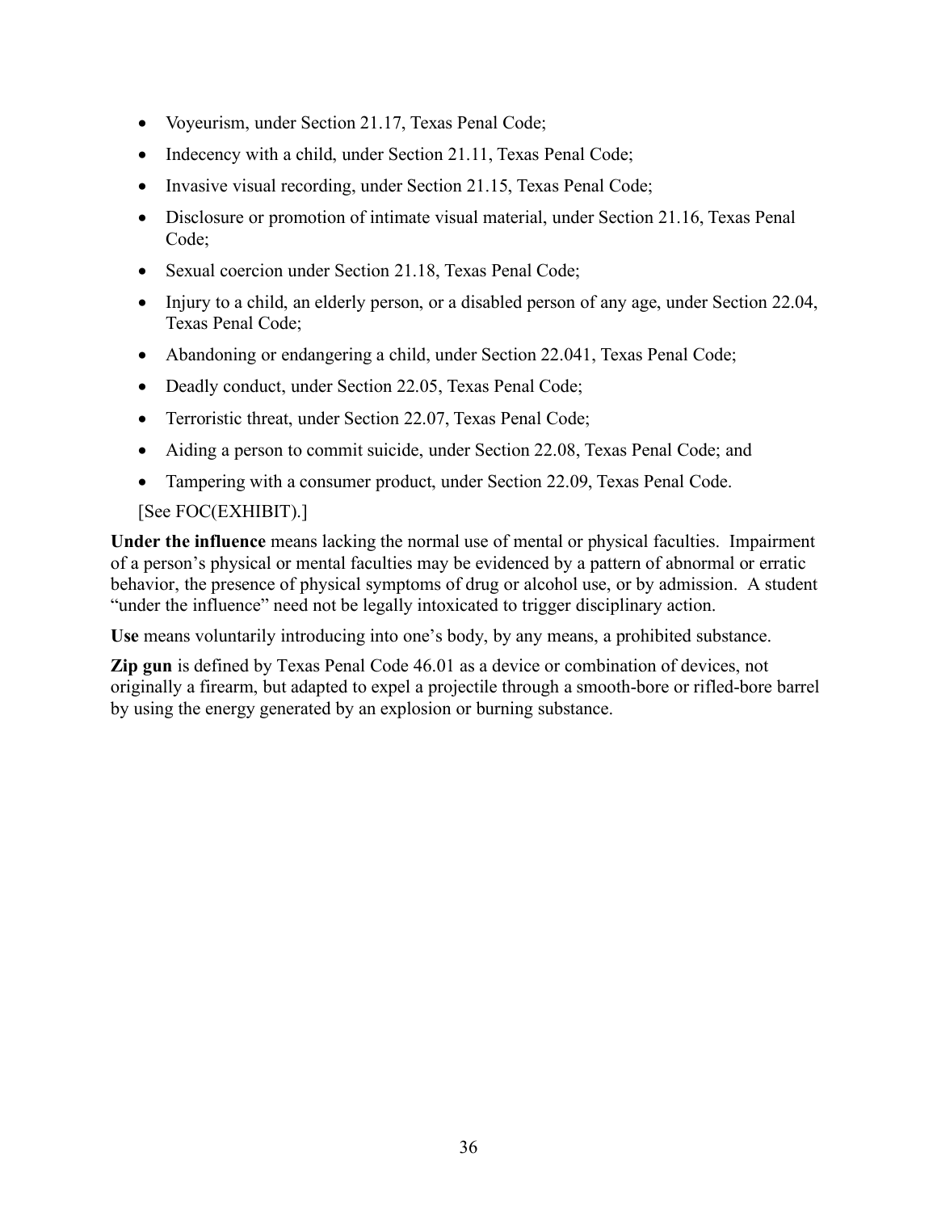- Voyeurism, under Section 21.17, Texas Penal Code;
- Indecency with a child, under Section 21.11, Texas Penal Code;
- Invasive visual recording, under Section 21.15, Texas Penal Code;
- Disclosure or promotion of intimate visual material, under Section 21.16, Texas Penal Code;
- Sexual coercion under Section 21.18, Texas Penal Code;
- Injury to a child, an elderly person, or a disabled person of any age, under Section 22.04, Texas Penal Code;
- Abandoning or endangering a child, under Section 22.041, Texas Penal Code;
- Deadly conduct, under Section 22.05, Texas Penal Code;
- Terroristic threat, under Section 22.07, Texas Penal Code;
- Aiding a person to commit suicide, under Section 22.08, Texas Penal Code; and
- Tampering with a consumer product, under Section 22.09, Texas Penal Code.

[See FOC(EXHIBIT).]

**Under the influence** means lacking the normal use of mental or physical faculties. Impairment of a person's physical or mental faculties may be evidenced by a pattern of abnormal or erratic behavior, the presence of physical symptoms of drug or alcohol use, or by admission. A student "under the influence" need not be legally intoxicated to trigger disciplinary action.

**Use** means voluntarily introducing into one's body, by any means, a prohibited substance.

**Zip gun** is defined by Texas Penal Code 46.01 as a device or combination of devices, not originally a firearm, but adapted to expel a projectile through a smooth-bore or rifled-bore barrel by using the energy generated by an explosion or burning substance.